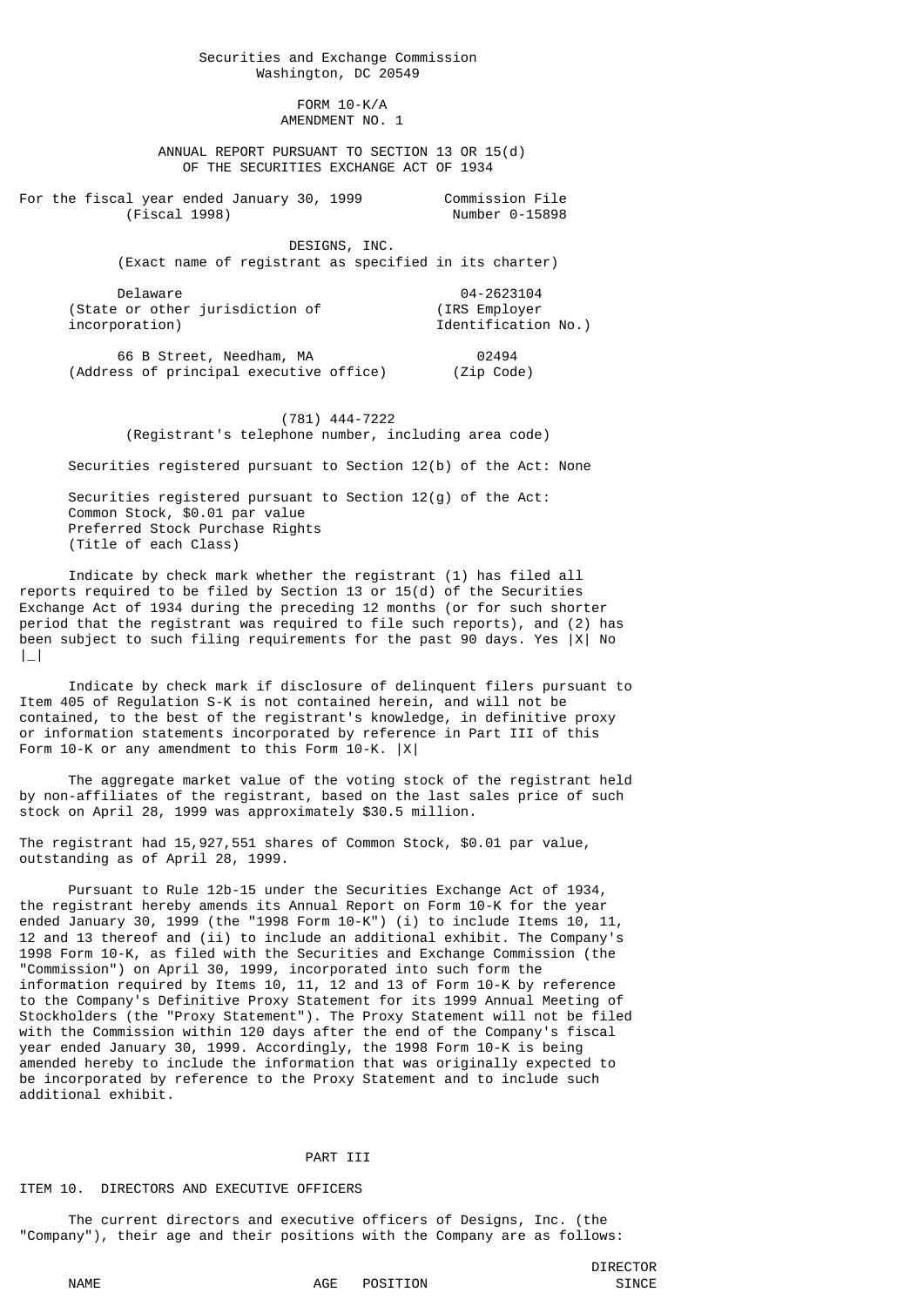Securities and Exchange Commission
Washington, DC 20549

# FORM 10-K/A
## AMENDMENT NO. 1

ANNUAL REPORT PURSUANT TO SECTION 13 OR 15(d)
OF THE SECURITIES EXCHANGE ACT OF 1934

For the fiscal year ended January 30, 1999 (Fiscal 1998) — Commission File Number 0-15898

# DESIGNS, INC.
(Exact name of registrant as specified in its charter)

| | |
|---|---|
| Delaware | 04-2623104 |
| (State or other jurisdiction of incorporation) | (IRS Employer Identification No.) |
| 66 B Street, Needham, MA | 02494 |
| (Address of principal executive office) | (Zip Code) |

(781) 444-7222
(Registrant's telephone number, including area code)

Securities registered pursuant to Section 12(b) of the Act: None

Securities registered pursuant to Section 12(g) of the Act:
Common Stock, $0.01 par value
Preferred Stock Purchase Rights
(Title of each Class)

Indicate by check mark whether the registrant (1) has filed all reports required to be filed by Section 13 or 15(d) of the Securities Exchange Act of 1934 during the preceding 12 months (or for such shorter period that the registrant was required to file such reports), and (2) has been subject to such filing requirements for the past 90 days. Yes |X| No |_|

Indicate by check mark if disclosure of delinquent filers pursuant to Item 405 of Regulation S-K is not contained herein, and will not be contained, to the best of the registrant's knowledge, in definitive proxy or information statements incorporated by reference in Part III of this Form 10-K or any amendment to this Form 10-K. |X|

The aggregate market value of the voting stock of the registrant held by non-affiliates of the registrant, based on the last sales price of such stock on April 28, 1999 was approximately $30.5 million.

The registrant had 15,927,551 shares of Common Stock, $0.01 par value, outstanding as of April 28, 1999.

Pursuant to Rule 12b-15 under the Securities Exchange Act of 1934, the registrant hereby amends its Annual Report on Form 10-K for the year ended January 30, 1999 (the "1998 Form 10-K") (i) to include Items 10, 11, 12 and 13 thereof and (ii) to include an additional exhibit. The Company's 1998 Form 10-K, as filed with the Securities and Exchange Commission (the "Commission") on April 30, 1999, incorporated into such form the information required by Items 10, 11, 12 and 13 of Form 10-K by reference to the Company's Definitive Proxy Statement for its 1999 Annual Meeting of Stockholders (the "Proxy Statement"). The Proxy Statement will not be filed with the Commission within 120 days after the end of the Company's fiscal year ended January 30, 1999. Accordingly, the 1998 Form 10-K is being amended hereby to include the information that was originally expected to be incorporated by reference to the Proxy Statement and to include such additional exhibit.

## PART III

### ITEM 10. DIRECTORS AND EXECUTIVE OFFICERS

The current directors and executive officers of Designs, Inc. (the "Company"), their age and their positions with the Company are as follows:

| NAME | AGE | POSITION | DIRECTOR SINCE |
|---|---|---|---|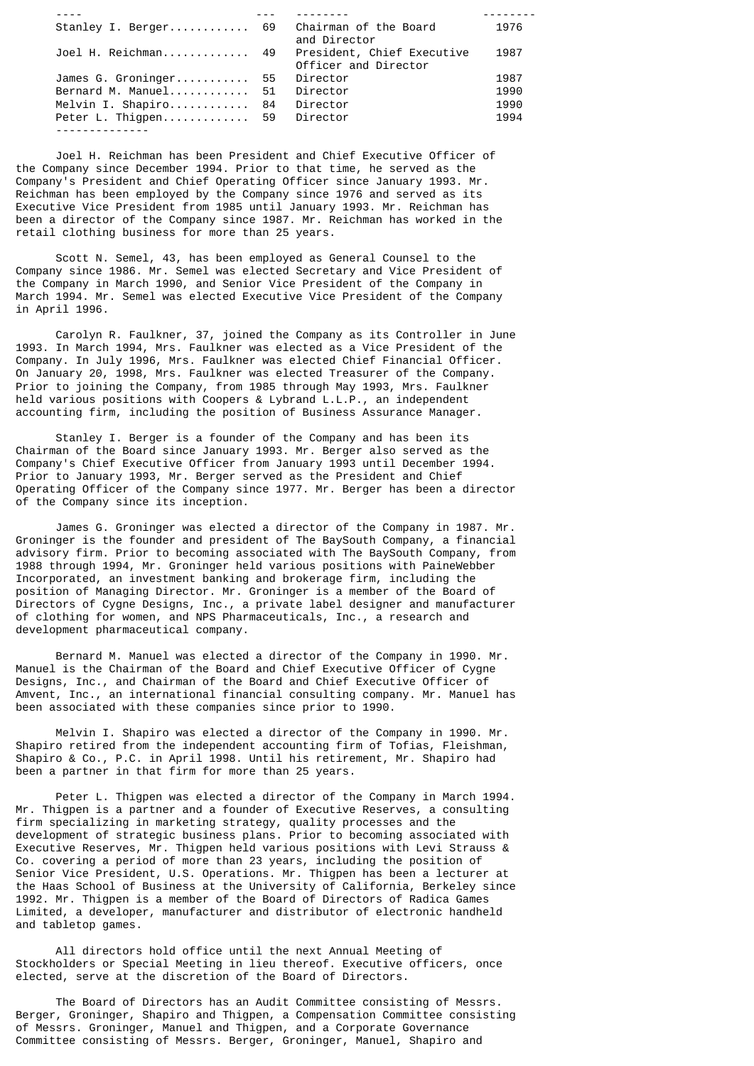| ---- | --- | -------- | -------- |
|---|---|---|---|
| Stanley I. Berger | 69 | Chairman of the Board and Director | 1976 |
| Joel H. Reichman | 49 | President, Chief Executive Officer and Director | 1987 |
| James G. Groninger | 55 | Director | 1987 |
| Bernard M. Manuel | 51 | Director | 1990 |
| Melvin I. Shapiro | 84 | Director | 1990 |
| Peter L. Thigpen | 59 | Director | 1994 |

Joel H. Reichman has been President and Chief Executive Officer of the Company since December 1994. Prior to that time, he served as the Company's President and Chief Operating Officer since January 1993. Mr. Reichman has been employed by the Company since 1976 and served as its Executive Vice President from 1985 until January 1993. Mr. Reichman has been a director of the Company since 1987. Mr. Reichman has worked in the retail clothing business for more than 25 years.

Scott N. Semel, 43, has been employed as General Counsel to the Company since 1986. Mr. Semel was elected Secretary and Vice President of the Company in March 1990, and Senior Vice President of the Company in March 1994. Mr. Semel was elected Executive Vice President of the Company in April 1996.

Carolyn R. Faulkner, 37, joined the Company as its Controller in June 1993. In March 1994, Mrs. Faulkner was elected as a Vice President of the Company. In July 1996, Mrs. Faulkner was elected Chief Financial Officer. On January 20, 1998, Mrs. Faulkner was elected Treasurer of the Company. Prior to joining the Company, from 1985 through May 1993, Mrs. Faulkner held various positions with Coopers & Lybrand L.L.P., an independent accounting firm, including the position of Business Assurance Manager.

Stanley I. Berger is a founder of the Company and has been its Chairman of the Board since January 1993. Mr. Berger also served as the Company's Chief Executive Officer from January 1993 until December 1994. Prior to January 1993, Mr. Berger served as the President and Chief Operating Officer of the Company since 1977. Mr. Berger has been a director of the Company since its inception.

James G. Groninger was elected a director of the Company in 1987. Mr. Groninger is the founder and president of The BaySouth Company, a financial advisory firm. Prior to becoming associated with The BaySouth Company, from 1988 through 1994, Mr. Groninger held various positions with PaineWebber Incorporated, an investment banking and brokerage firm, including the position of Managing Director. Mr. Groninger is a member of the Board of Directors of Cygne Designs, Inc., a private label designer and manufacturer of clothing for women, and NPS Pharmaceuticals, Inc., a research and development pharmaceutical company.

Bernard M. Manuel was elected a director of the Company in 1990. Mr. Manuel is the Chairman of the Board and Chief Executive Officer of Cygne Designs, Inc., and Chairman of the Board and Chief Executive Officer of Amvent, Inc., an international financial consulting company. Mr. Manuel has been associated with these companies since prior to 1990.

Melvin I. Shapiro was elected a director of the Company in 1990. Mr. Shapiro retired from the independent accounting firm of Tofias, Fleishman, Shapiro & Co., P.C. in April 1998. Until his retirement, Mr. Shapiro had been a partner in that firm for more than 25 years.

Peter L. Thigpen was elected a director of the Company in March 1994. Mr. Thigpen is a partner and a founder of Executive Reserves, a consulting firm specializing in marketing strategy, quality processes and the development of strategic business plans. Prior to becoming associated with Executive Reserves, Mr. Thigpen held various positions with Levi Strauss & Co. covering a period of more than 23 years, including the position of Senior Vice President, U.S. Operations. Mr. Thigpen has been a lecturer at the Haas School of Business at the University of California, Berkeley since 1992. Mr. Thigpen is a member of the Board of Directors of Radica Games Limited, a developer, manufacturer and distributor of electronic handheld and tabletop games.

All directors hold office until the next Annual Meeting of Stockholders or Special Meeting in lieu thereof. Executive officers, once elected, serve at the discretion of the Board of Directors.

The Board of Directors has an Audit Committee consisting of Messrs. Berger, Groninger, Shapiro and Thigpen, a Compensation Committee consisting of Messrs. Groninger, Manuel and Thigpen, and a Corporate Governance Committee consisting of Messrs. Berger, Groninger, Manuel, Shapiro and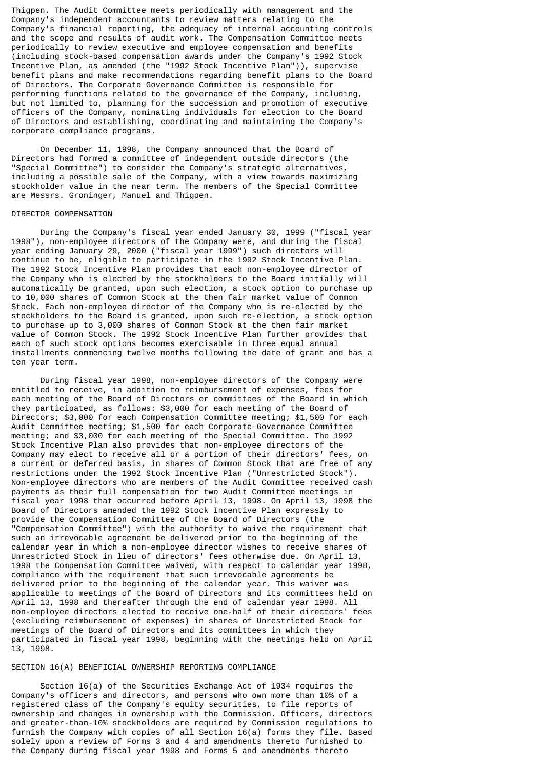Thigpen. The Audit Committee meets periodically with management and the Company's independent accountants to review matters relating to the Company's financial reporting, the adequacy of internal accounting controls and the scope and results of audit work. The Compensation Committee meets periodically to review executive and employee compensation and benefits (including stock-based compensation awards under the Company's 1992 Stock Incentive Plan, as amended (the "1992 Stock Incentive Plan")), supervise benefit plans and make recommendations regarding benefit plans to the Board of Directors. The Corporate Governance Committee is responsible for performing functions related to the governance of the Company, including, but not limited to, planning for the succession and promotion of executive officers of the Company, nominating individuals for election to the Board of Directors and establishing, coordinating and maintaining the Company's corporate compliance programs.

On December 11, 1998, the Company announced that the Board of Directors had formed a committee of independent outside directors (the "Special Committee") to consider the Company's strategic alternatives, including a possible sale of the Company, with a view towards maximizing stockholder value in the near term. The members of the Special Committee are Messrs. Groninger, Manuel and Thigpen.

## DIRECTOR COMPENSATION

During the Company's fiscal year ended January 30, 1999 ("fiscal year 1998"), non-employee directors of the Company were, and during the fiscal year ending January 29, 2000 ("fiscal year 1999") such directors will continue to be, eligible to participate in the 1992 Stock Incentive Plan. The 1992 Stock Incentive Plan provides that each non-employee director of the Company who is elected by the stockholders to the Board initially will automatically be granted, upon such election, a stock option to purchase up to 10,000 shares of Common Stock at the then fair market value of Common Stock. Each non-employee director of the Company who is re-elected by the stockholders to the Board is granted, upon such re-election, a stock option to purchase up to 3,000 shares of Common Stock at the then fair market value of Common Stock. The 1992 Stock Incentive Plan further provides that each of such stock options becomes exercisable in three equal annual installments commencing twelve months following the date of grant and has a ten year term.

During fiscal year 1998, non-employee directors of the Company were entitled to receive, in addition to reimbursement of expenses, fees for each meeting of the Board of Directors or committees of the Board in which they participated, as follows: $3,000 for each meeting of the Board of Directors; $3,000 for each Compensation Committee meeting; $1,500 for each Audit Committee meeting; $1,500 for each Corporate Governance Committee meeting; and $3,000 for each meeting of the Special Committee. The 1992 Stock Incentive Plan also provides that non-employee directors of the Company may elect to receive all or a portion of their directors' fees, on a current or deferred basis, in shares of Common Stock that are free of any restrictions under the 1992 Stock Incentive Plan ("Unrestricted Stock"). Non-employee directors who are members of the Audit Committee received cash payments as their full compensation for two Audit Committee meetings in fiscal year 1998 that occurred before April 13, 1998. On April 13, 1998 the Board of Directors amended the 1992 Stock Incentive Plan expressly to provide the Compensation Committee of the Board of Directors (the "Compensation Committee") with the authority to waive the requirement that such an irrevocable agreement be delivered prior to the beginning of the calendar year in which a non-employee director wishes to receive shares of Unrestricted Stock in lieu of directors' fees otherwise due. On April 13, 1998 the Compensation Committee waived, with respect to calendar year 1998, compliance with the requirement that such irrevocable agreements be delivered prior to the beginning of the calendar year. This waiver was applicable to meetings of the Board of Directors and its committees held on April 13, 1998 and thereafter through the end of calendar year 1998. All non-employee directors elected to receive one-half of their directors' fees (excluding reimbursement of expenses) in shares of Unrestricted Stock for meetings of the Board of Directors and its committees in which they participated in fiscal year 1998, beginning with the meetings held on April 13, 1998.

## SECTION 16(A) BENEFICIAL OWNERSHIP REPORTING COMPLIANCE

Section 16(a) of the Securities Exchange Act of 1934 requires the Company's officers and directors, and persons who own more than 10% of a registered class of the Company's equity securities, to file reports of ownership and changes in ownership with the Commission. Officers, directors and greater-than-10% stockholders are required by Commission regulations to furnish the Company with copies of all Section 16(a) forms they file. Based solely upon a review of Forms 3 and 4 and amendments thereto furnished to the Company during fiscal year 1998 and Forms 5 and amendments thereto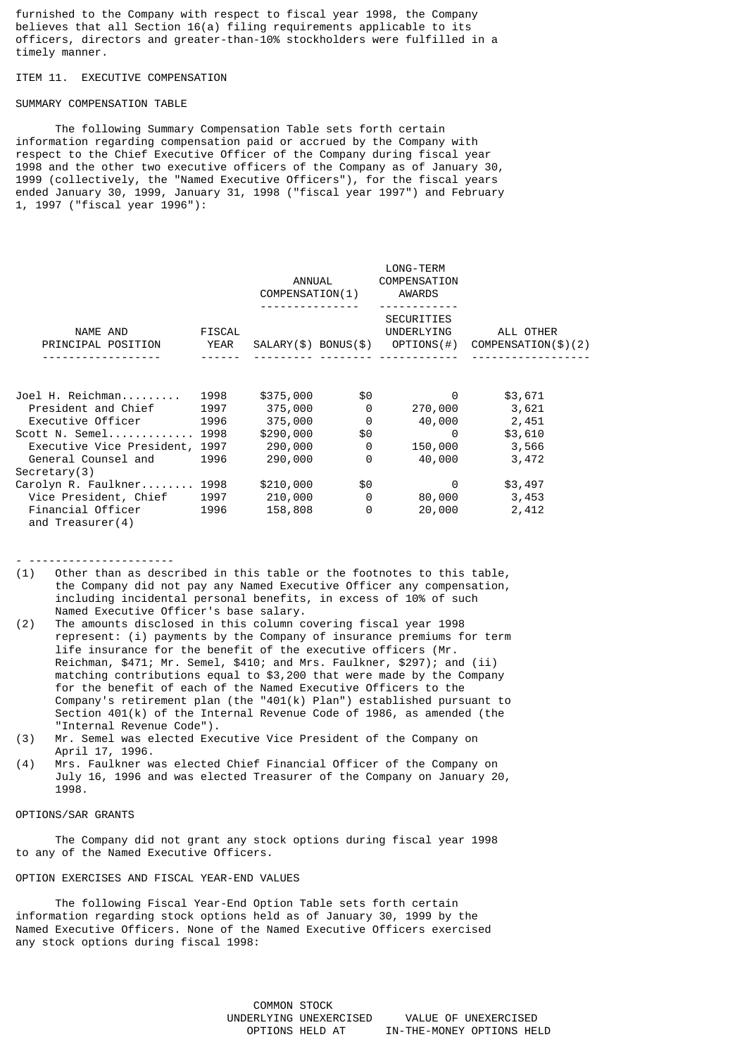furnished to the Company with respect to fiscal year 1998, the Company believes that all Section 16(a) filing requirements applicable to its officers, directors and greater-than-10% stockholders were fulfilled in a timely manner.

## ITEM 11. EXECUTIVE COMPENSATION

### SUMMARY COMPENSATION TABLE

The following Summary Compensation Table sets forth certain information regarding compensation paid or accrued by the Company with respect to the Chief Executive Officer of the Company during fiscal year 1998 and the other two executive officers of the Company as of January 30, 1999 (collectively, the "Named Executive Officers"), for the fiscal years ended January 30, 1999, January 31, 1998 ("fiscal year 1997") and February 1, 1997 ("fiscal year 1996"):

| | | ANNUAL COMPENSATION(1) | | LONG-TERM COMPENSATION AWARDS | |
|---|---|---|---|---|---|
| NAME AND PRINCIPAL POSITION | FISCAL YEAR | SALARY($) | BONUS($) | SECURITIES UNDERLYING OPTIONS(#) | ALL OTHER COMPENSATION($)(2) |
| Joel H. Reichman......... President and Chief Executive Officer | 1998 | $375,000 | $0 | 0 | $3,671 |
| | 1997 | 375,000 | 0 | 270,000 | 3,621 |
| | 1996 | 375,000 | 0 | 40,000 | 2,451 |
| Scott N. Semel............ Executive Vice President, General Counsel and Secretary(3) | 1998 | $290,000 | $0 | 0 | $3,610 |
| | 1997 | 290,000 | 0 | 150,000 | 3,566 |
| | 1996 | 290,000 | 0 | 40,000 | 3,472 |
| Carolyn R. Faulkner........ Vice President, Chief Financial Officer and Treasurer(4) | 1998 | $210,000 | $0 | 0 | $3,497 |
| | 1997 | 210,000 | 0 | 80,000 | 3,453 |
| | 1996 | 158,808 | 0 | 20,000 | 2,412 |

- ----------------------

(1) Other than as described in this table or the footnotes to this table, the Company did not pay any Named Executive Officer any compensation, including incidental personal benefits, in excess of 10% of such Named Executive Officer's base salary.

(2) The amounts disclosed in this column covering fiscal year 1998 represent: (i) payments by the Company of insurance premiums for term life insurance for the benefit of the executive officers (Mr. Reichman, $471; Mr. Semel, $410; and Mrs. Faulkner, $297); and (ii) matching contributions equal to $3,200 that were made by the Company for the benefit of each of the Named Executive Officers to the Company's retirement plan (the "401(k) Plan") established pursuant to Section 401(k) of the Internal Revenue Code of 1986, as amended (the "Internal Revenue Code").

(3) Mr. Semel was elected Executive Vice President of the Company on April 17, 1996.

(4) Mrs. Faulkner was elected Chief Financial Officer of the Company on July 16, 1996 and was elected Treasurer of the Company on January 20, 1998.

### OPTIONS/SAR GRANTS

The Company did not grant any stock options during fiscal year 1998 to any of the Named Executive Officers.

### OPTION EXERCISES AND FISCAL YEAR-END VALUES

The following Fiscal Year-End Option Table sets forth certain information regarding stock options held as of January 30, 1999 by the Named Executive Officers. None of the Named Executive Officers exercised any stock options during fiscal 1998:

| COMMON STOCK UNDERLYING UNEXERCISED OPTIONS HELD AT | VALUE OF UNEXERCISED IN-THE-MONEY OPTIONS HELD |
|---|---|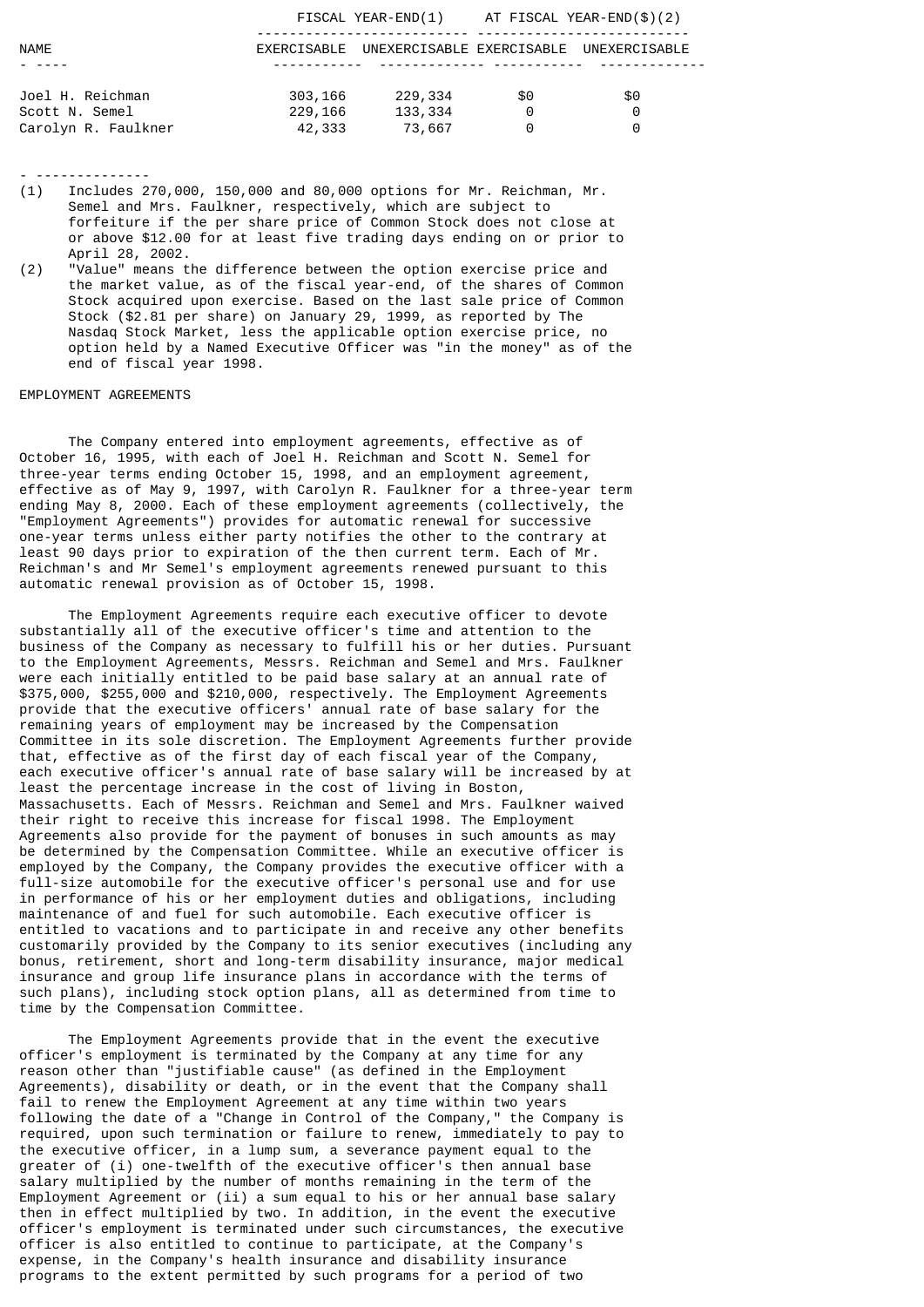| NAME | FISCAL YEAR-END(1) | | AT FISCAL YEAR-END($)(2) | |
|---|---|---|---|---|
| | EXERCISABLE | UNEXERCISABLE | EXERCISABLE | UNEXERCISABLE |
| Joel H. Reichman | 303,166 | 229,334 | $0 | $0 |
| Scott N. Semel | 229,166 | 133,334 | 0 | 0 |
| Carolyn R. Faulkner | 42,333 | 73,667 | 0 | 0 |

- --------------

(1) Includes 270,000, 150,000 and 80,000 options for Mr. Reichman, Mr. Semel and Mrs. Faulkner, respectively, which are subject to forfeiture if the per share price of Common Stock does not close at or above $12.00 for at least five trading days ending on or prior to April 28, 2002.

(2) "Value" means the difference between the option exercise price and the market value, as of the fiscal year-end, of the shares of Common Stock acquired upon exercise. Based on the last sale price of Common Stock ($2.81 per share) on January 29, 1999, as reported by The Nasdaq Stock Market, less the applicable option exercise price, no option held by a Named Executive Officer was "in the money" as of the end of fiscal year 1998.

EMPLOYMENT AGREEMENTS

The Company entered into employment agreements, effective as of October 16, 1995, with each of Joel H. Reichman and Scott N. Semel for three-year terms ending October 15, 1998, and an employment agreement, effective as of May 9, 1997, with Carolyn R. Faulkner for a three-year term ending May 8, 2000. Each of these employment agreements (collectively, the "Employment Agreements") provides for automatic renewal for successive one-year terms unless either party notifies the other to the contrary at least 90 days prior to expiration of the then current term. Each of Mr. Reichman's and Mr Semel's employment agreements renewed pursuant to this automatic renewal provision as of October 15, 1998.

The Employment Agreements require each executive officer to devote substantially all of the executive officer's time and attention to the business of the Company as necessary to fulfill his or her duties. Pursuant to the Employment Agreements, Messrs. Reichman and Semel and Mrs. Faulkner were each initially entitled to be paid base salary at an annual rate of $375,000, $255,000 and $210,000, respectively. The Employment Agreements provide that the executive officers' annual rate of base salary for the remaining years of employment may be increased by the Compensation Committee in its sole discretion. The Employment Agreements further provide that, effective as of the first day of each fiscal year of the Company, each executive officer's annual rate of base salary will be increased by at least the percentage increase in the cost of living in Boston, Massachusetts. Each of Messrs. Reichman and Semel and Mrs. Faulkner waived their right to receive this increase for fiscal 1998. The Employment Agreements also provide for the payment of bonuses in such amounts as may be determined by the Compensation Committee. While an executive officer is employed by the Company, the Company provides the executive officer with a full-size automobile for the executive officer's personal use and for use in performance of his or her employment duties and obligations, including maintenance of and fuel for such automobile. Each executive officer is entitled to vacations and to participate in and receive any other benefits customarily provided by the Company to its senior executives (including any bonus, retirement, short and long-term disability insurance, major medical insurance and group life insurance plans in accordance with the terms of such plans), including stock option plans, all as determined from time to time by the Compensation Committee.

The Employment Agreements provide that in the event the executive officer's employment is terminated by the Company at any time for any reason other than "justifiable cause" (as defined in the Employment Agreements), disability or death, or in the event that the Company shall fail to renew the Employment Agreement at any time within two years following the date of a "Change in Control of the Company," the Company is required, upon such termination or failure to renew, immediately to pay to the executive officer, in a lump sum, a severance payment equal to the greater of (i) one-twelfth of the executive officer's then annual base salary multiplied by the number of months remaining in the term of the Employment Agreement or (ii) a sum equal to his or her annual base salary then in effect multiplied by two. In addition, in the event the executive officer's employment is terminated under such circumstances, the executive officer is also entitled to continue to participate, at the Company's expense, in the Company's health insurance and disability insurance programs to the extent permitted by such programs for a period of two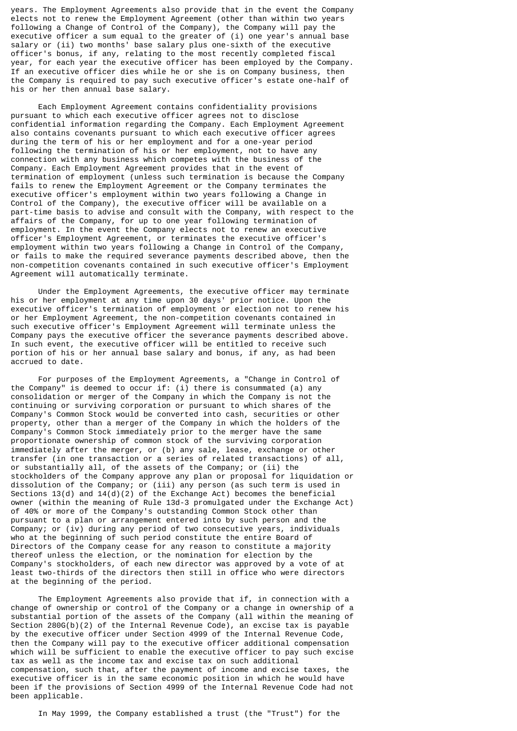years. The Employment Agreements also provide that in the event the Company elects not to renew the Employment Agreement (other than within two years following a Change of Control of the Company), the Company will pay the executive officer a sum equal to the greater of (i) one year's annual base salary or (ii) two months' base salary plus one-sixth of the executive officer's bonus, if any, relating to the most recently completed fiscal year, for each year the executive officer has been employed by the Company. If an executive officer dies while he or she is on Company business, then the Company is required to pay such executive officer's estate one-half of his or her then annual base salary.

Each Employment Agreement contains confidentiality provisions pursuant to which each executive officer agrees not to disclose confidential information regarding the Company. Each Employment Agreement also contains covenants pursuant to which each executive officer agrees during the term of his or her employment and for a one-year period following the termination of his or her employment, not to have any connection with any business which competes with the business of the Company. Each Employment Agreement provides that in the event of termination of employment (unless such termination is because the Company fails to renew the Employment Agreement or the Company terminates the executive officer's employment within two years following a Change in Control of the Company), the executive officer will be available on a part-time basis to advise and consult with the Company, with respect to the affairs of the Company, for up to one year following termination of employment. In the event the Company elects not to renew an executive officer's Employment Agreement, or terminates the executive officer's employment within two years following a Change in Control of the Company, or fails to make the required severance payments described above, then the non-competition covenants contained in such executive officer's Employment Agreement will automatically terminate.

Under the Employment Agreements, the executive officer may terminate his or her employment at any time upon 30 days' prior notice. Upon the executive officer's termination of employment or election not to renew his or her Employment Agreement, the non-competition covenants contained in such executive officer's Employment Agreement will terminate unless the Company pays the executive officer the severance payments described above. In such event, the executive officer will be entitled to receive such portion of his or her annual base salary and bonus, if any, as had been accrued to date.

For purposes of the Employment Agreements, a "Change in Control of the Company" is deemed to occur if: (i) there is consummated (a) any consolidation or merger of the Company in which the Company is not the continuing or surviving corporation or pursuant to which shares of the Company's Common Stock would be converted into cash, securities or other property, other than a merger of the Company in which the holders of the Company's Common Stock immediately prior to the merger have the same proportionate ownership of common stock of the surviving corporation immediately after the merger, or (b) any sale, lease, exchange or other transfer (in one transaction or a series of related transactions) of all, or substantially all, of the assets of the Company; or (ii) the stockholders of the Company approve any plan or proposal for liquidation or dissolution of the Company; or (iii) any person (as such term is used in Sections 13(d) and 14(d)(2) of the Exchange Act) becomes the beneficial owner (within the meaning of Rule 13d-3 promulgated under the Exchange Act) of 40% or more of the Company's outstanding Common Stock other than pursuant to a plan or arrangement entered into by such person and the Company; or (iv) during any period of two consecutive years, individuals who at the beginning of such period constitute the entire Board of Directors of the Company cease for any reason to constitute a majority thereof unless the election, or the nomination for election by the Company's stockholders, of each new director was approved by a vote of at least two-thirds of the directors then still in office who were directors at the beginning of the period.

The Employment Agreements also provide that if, in connection with a change of ownership or control of the Company or a change in ownership of a substantial portion of the assets of the Company (all within the meaning of Section 280G(b)(2) of the Internal Revenue Code), an excise tax is payable by the executive officer under Section 4999 of the Internal Revenue Code, then the Company will pay to the executive officer additional compensation which will be sufficient to enable the executive officer to pay such excise tax as well as the income tax and excise tax on such additional compensation, such that, after the payment of income and excise taxes, the executive officer is in the same economic position in which he would have been if the provisions of Section 4999 of the Internal Revenue Code had not been applicable.

In May 1999, the Company established a trust (the "Trust") for the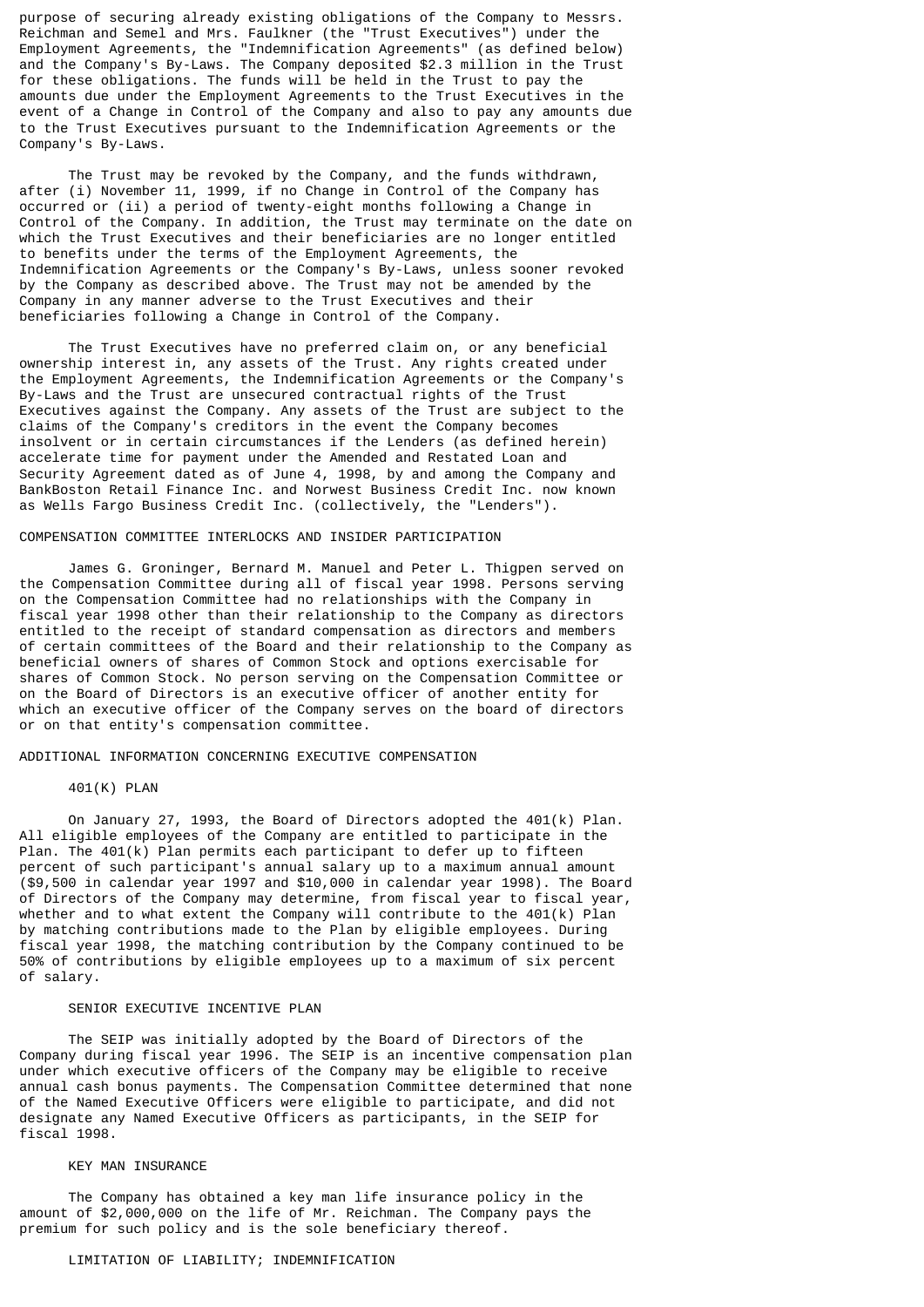purpose of securing already existing obligations of the Company to Messrs. Reichman and Semel and Mrs. Faulkner (the "Trust Executives") under the Employment Agreements, the "Indemnification Agreements" (as defined below) and the Company's By-Laws. The Company deposited $2.3 million in the Trust for these obligations. The funds will be held in the Trust to pay the amounts due under the Employment Agreements to the Trust Executives in the event of a Change in Control of the Company and also to pay any amounts due to the Trust Executives pursuant to the Indemnification Agreements or the Company's By-Laws.

The Trust may be revoked by the Company, and the funds withdrawn, after (i) November 11, 1999, if no Change in Control of the Company has occurred or (ii) a period of twenty-eight months following a Change in Control of the Company. In addition, the Trust may terminate on the date on which the Trust Executives and their beneficiaries are no longer entitled to benefits under the terms of the Employment Agreements, the Indemnification Agreements or the Company's By-Laws, unless sooner revoked by the Company as described above. The Trust may not be amended by the Company in any manner adverse to the Trust Executives and their beneficiaries following a Change in Control of the Company.

The Trust Executives have no preferred claim on, or any beneficial ownership interest in, any assets of the Trust. Any rights created under the Employment Agreements, the Indemnification Agreements or the Company's By-Laws and the Trust are unsecured contractual rights of the Trust Executives against the Company. Any assets of the Trust are subject to the claims of the Company's creditors in the event the Company becomes insolvent or in certain circumstances if the Lenders (as defined herein) accelerate time for payment under the Amended and Restated Loan and Security Agreement dated as of June 4, 1998, by and among the Company and BankBoston Retail Finance Inc. and Norwest Business Credit Inc. now known as Wells Fargo Business Credit Inc. (collectively, the "Lenders").

## COMPENSATION COMMITTEE INTERLOCKS AND INSIDER PARTICIPATION

James G. Groninger, Bernard M. Manuel and Peter L. Thigpen served on the Compensation Committee during all of fiscal year 1998. Persons serving on the Compensation Committee had no relationships with the Company in fiscal year 1998 other than their relationship to the Company as directors entitled to the receipt of standard compensation as directors and members of certain committees of the Board and their relationship to the Company as beneficial owners of shares of Common Stock and options exercisable for shares of Common Stock. No person serving on the Compensation Committee or on the Board of Directors is an executive officer of another entity for which an executive officer of the Company serves on the board of directors or on that entity's compensation committee.

## ADDITIONAL INFORMATION CONCERNING EXECUTIVE COMPENSATION

### 401(K) PLAN

On January 27, 1993, the Board of Directors adopted the 401(k) Plan. All eligible employees of the Company are entitled to participate in the Plan. The 401(k) Plan permits each participant to defer up to fifteen percent of such participant's annual salary up to a maximum annual amount ($9,500 in calendar year 1997 and $10,000 in calendar year 1998). The Board of Directors of the Company may determine, from fiscal year to fiscal year, whether and to what extent the Company will contribute to the 401(k) Plan by matching contributions made to the Plan by eligible employees. During fiscal year 1998, the matching contribution by the Company continued to be 50% of contributions by eligible employees up to a maximum of six percent of salary.

### SENIOR EXECUTIVE INCENTIVE PLAN

The SEIP was initially adopted by the Board of Directors of the Company during fiscal year 1996. The SEIP is an incentive compensation plan under which executive officers of the Company may be eligible to receive annual cash bonus payments. The Compensation Committee determined that none of the Named Executive Officers were eligible to participate, and did not designate any Named Executive Officers as participants, in the SEIP for fiscal 1998.

### KEY MAN INSURANCE

The Company has obtained a key man life insurance policy in the amount of $2,000,000 on the life of Mr. Reichman. The Company pays the premium for such policy and is the sole beneficiary thereof.

### LIMITATION OF LIABILITY; INDEMNIFICATION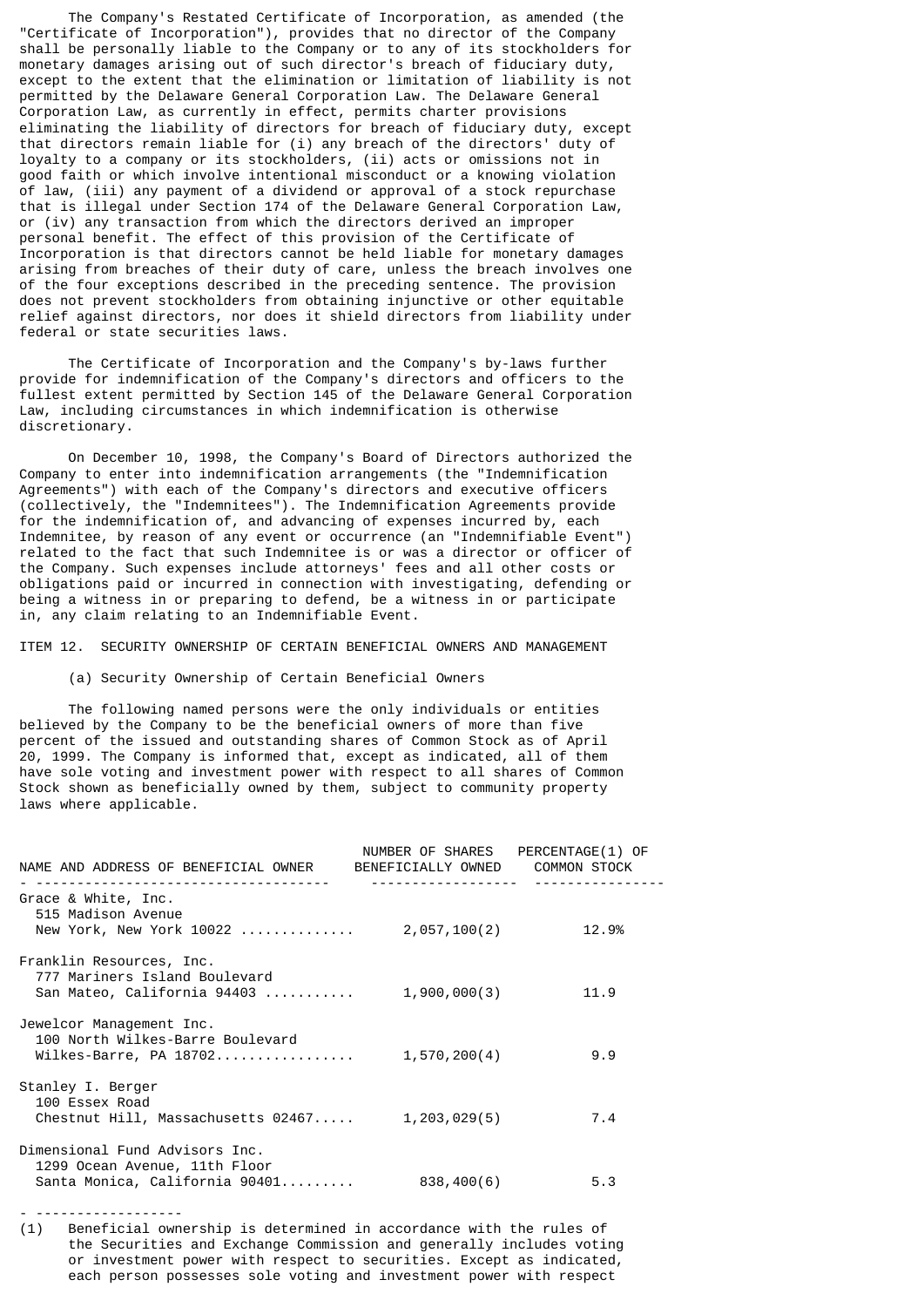The Company's Restated Certificate of Incorporation, as amended (the "Certificate of Incorporation"), provides that no director of the Company shall be personally liable to the Company or to any of its stockholders for monetary damages arising out of such director's breach of fiduciary duty, except to the extent that the elimination or limitation of liability is not permitted by the Delaware General Corporation Law. The Delaware General Corporation Law, as currently in effect, permits charter provisions eliminating the liability of directors for breach of fiduciary duty, except that directors remain liable for (i) any breach of the directors' duty of loyalty to a company or its stockholders, (ii) acts or omissions not in good faith or which involve intentional misconduct or a knowing violation of law, (iii) any payment of a dividend or approval of a stock repurchase that is illegal under Section 174 of the Delaware General Corporation Law, or (iv) any transaction from which the directors derived an improper personal benefit. The effect of this provision of the Certificate of Incorporation is that directors cannot be held liable for monetary damages arising from breaches of their duty of care, unless the breach involves one of the four exceptions described in the preceding sentence. The provision does not prevent stockholders from obtaining injunctive or other equitable relief against directors, nor does it shield directors from liability under federal or state securities laws.

The Certificate of Incorporation and the Company's by-laws further provide for indemnification of the Company's directors and officers to the fullest extent permitted by Section 145 of the Delaware General Corporation Law, including circumstances in which indemnification is otherwise discretionary.

On December 10, 1998, the Company's Board of Directors authorized the Company to enter into indemnification arrangements (the "Indemnification Agreements") with each of the Company's directors and executive officers (collectively, the "Indemnitees"). The Indemnification Agreements provide for the indemnification of, and advancing of expenses incurred by, each Indemnitee, by reason of any event or occurrence (an "Indemnifiable Event") related to the fact that such Indemnitee is or was a director or officer of the Company. Such expenses include attorneys' fees and all other costs or obligations paid or incurred in connection with investigating, defending or being a witness in or preparing to defend, be a witness in or participate in, any claim relating to an Indemnifiable Event.

## ITEM 12. SECURITY OWNERSHIP OF CERTAIN BENEFICIAL OWNERS AND MANAGEMENT

### (a) Security Ownership of Certain Beneficial Owners

The following named persons were the only individuals or entities believed by the Company to be the beneficial owners of more than five percent of the issued and outstanding shares of Common Stock as of April 20, 1999. The Company is informed that, except as indicated, all of them have sole voting and investment power with respect to all shares of Common Stock shown as beneficially owned by them, subject to community property laws where applicable.

| NAME AND ADDRESS OF BENEFICIAL OWNER | NUMBER OF SHARES BENEFICIALLY OWNED | PERCENTAGE(1) OF COMMON STOCK |
|---|---|---|
| Grace & White, Inc.<br>515 Madison Avenue<br>New York, New York 10022 | 2,057,100(2) | 12.9% |
| Franklin Resources, Inc.<br>777 Mariners Island Boulevard<br>San Mateo, California 94403 | 1,900,000(3) | 11.9 |
| Jewelcor Management Inc.<br>100 North Wilkes-Barre Boulevard<br>Wilkes-Barre, PA 18702 | 1,570,200(4) | 9.9 |
| Stanley I. Berger<br>100 Essex Road<br>Chestnut Hill, Massachusetts 02467 | 1,203,029(5) | 7.4 |
| Dimensional Fund Advisors Inc.<br>1299 Ocean Avenue, 11th Floor<br>Santa Monica, California 90401 | 838,400(6) | 5.3 |

(1) Beneficial ownership is determined in accordance with the rules of the Securities and Exchange Commission and generally includes voting or investment power with respect to securities. Except as indicated, each person possesses sole voting and investment power with respect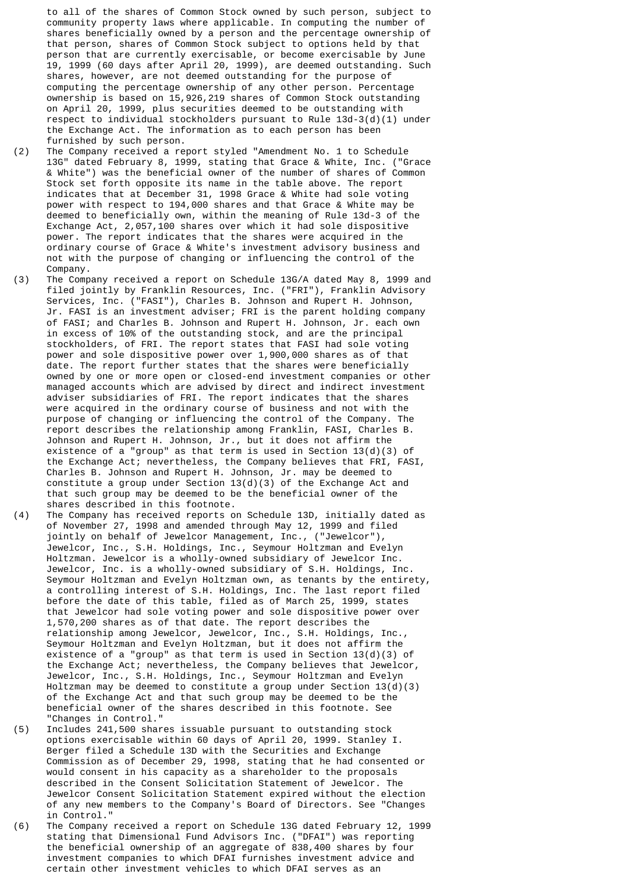to all of the shares of Common Stock owned by such person, subject to community property laws where applicable. In computing the number of shares beneficially owned by a person and the percentage ownership of that person, shares of Common Stock subject to options held by that person that are currently exercisable, or become exercisable by June 19, 1999 (60 days after April 20, 1999), are deemed outstanding. Such shares, however, are not deemed outstanding for the purpose of computing the percentage ownership of any other person. Percentage ownership is based on 15,926,219 shares of Common Stock outstanding on April 20, 1999, plus securities deemed to be outstanding with respect to individual stockholders pursuant to Rule 13d-3(d)(1) under the Exchange Act. The information as to each person has been furnished by such person.

(2) The Company received a report styled "Amendment No. 1 to Schedule 13G" dated February 8, 1999, stating that Grace & White, Inc. ("Grace & White") was the beneficial owner of the number of shares of Common Stock set forth opposite its name in the table above. The report indicates that at December 31, 1998 Grace & White had sole voting power with respect to 194,000 shares and that Grace & White may be deemed to beneficially own, within the meaning of Rule 13d-3 of the Exchange Act, 2,057,100 shares over which it had sole dispositive power. The report indicates that the shares were acquired in the ordinary course of Grace & White's investment advisory business and not with the purpose of changing or influencing the control of the Company.

(3) The Company received a report on Schedule 13G/A dated May 8, 1999 and filed jointly by Franklin Resources, Inc. ("FRI"), Franklin Advisory Services, Inc. ("FASI"), Charles B. Johnson and Rupert H. Johnson, Jr. FASI is an investment adviser; FRI is the parent holding company of FASI; and Charles B. Johnson and Rupert H. Johnson, Jr. each own in excess of 10% of the outstanding stock, and are the principal stockholders, of FRI. The report states that FASI had sole voting power and sole dispositive power over 1,900,000 shares as of that date. The report further states that the shares were beneficially owned by one or more open or closed-end investment companies or other managed accounts which are advised by direct and indirect investment adviser subsidiaries of FRI. The report indicates that the shares were acquired in the ordinary course of business and not with the purpose of changing or influencing the control of the Company. The report describes the relationship among Franklin, FASI, Charles B. Johnson and Rupert H. Johnson, Jr., but it does not affirm the existence of a "group" as that term is used in Section 13(d)(3) of the Exchange Act; nevertheless, the Company believes that FRI, FASI, Charles B. Johnson and Rupert H. Johnson, Jr. may be deemed to constitute a group under Section 13(d)(3) of the Exchange Act and that such group may be deemed to be the beneficial owner of the shares described in this footnote.

(4) The Company has received reports on Schedule 13D, initially dated as of November 27, 1998 and amended through May 12, 1999 and filed jointly on behalf of Jewelcor Management, Inc., ("Jewelcor"), Jewelcor, Inc., S.H. Holdings, Inc., Seymour Holtzman and Evelyn Holtzman. Jewelcor is a wholly-owned subsidiary of Jewelcor Inc. Jewelcor, Inc. is a wholly-owned subsidiary of S.H. Holdings, Inc. Seymour Holtzman and Evelyn Holtzman own, as tenants by the entirety, a controlling interest of S.H. Holdings, Inc. The last report filed before the date of this table, filed as of March 25, 1999, states that Jewelcor had sole voting power and sole dispositive power over 1,570,200 shares as of that date. The report describes the relationship among Jewelcor, Jewelcor, Inc., S.H. Holdings, Inc., Seymour Holtzman and Evelyn Holtzman, but it does not affirm the existence of a "group" as that term is used in Section 13(d)(3) of the Exchange Act; nevertheless, the Company believes that Jewelcor, Jewelcor, Inc., S.H. Holdings, Inc., Seymour Holtzman and Evelyn Holtzman may be deemed to constitute a group under Section 13(d)(3) of the Exchange Act and that such group may be deemed to be the beneficial owner of the shares described in this footnote. See "Changes in Control."

(5) Includes 241,500 shares issuable pursuant to outstanding stock options exercisable within 60 days of April 20, 1999. Stanley I. Berger filed a Schedule 13D with the Securities and Exchange Commission as of December 29, 1998, stating that he had consented or would consent in his capacity as a shareholder to the proposals described in the Consent Solicitation Statement of Jewelcor. The Jewelcor Consent Solicitation Statement expired without the election of any new members to the Company's Board of Directors. See "Changes in Control."

(6) The Company received a report on Schedule 13G dated February 12, 1999 stating that Dimensional Fund Advisors Inc. ("DFAI") was reporting the beneficial ownership of an aggregate of 838,400 shares by four investment companies to which DFAI furnishes investment advice and certain other investment vehicles to which DFAI serves as an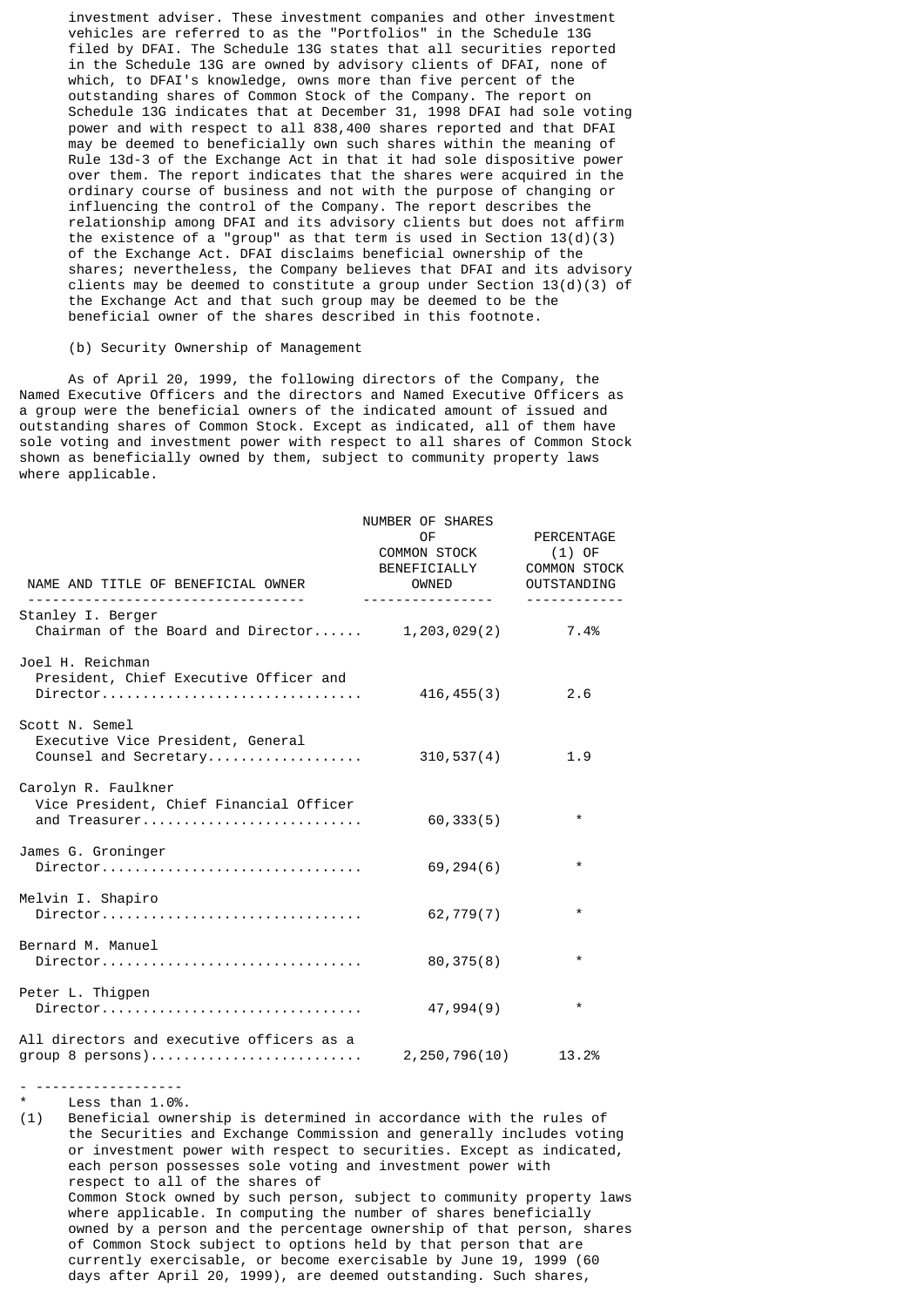investment adviser. These investment companies and other investment vehicles are referred to as the "Portfolios" in the Schedule 13G filed by DFAI. The Schedule 13G states that all securities reported in the Schedule 13G are owned by advisory clients of DFAI, none of which, to DFAI's knowledge, owns more than five percent of the outstanding shares of Common Stock of the Company. The report on Schedule 13G indicates that at December 31, 1998 DFAI had sole voting power and with respect to all 838,400 shares reported and that DFAI may be deemed to beneficially own such shares within the meaning of Rule 13d-3 of the Exchange Act in that it had sole dispositive power over them. The report indicates that the shares were acquired in the ordinary course of business and not with the purpose of changing or influencing the control of the Company. The report describes the relationship among DFAI and its advisory clients but does not affirm the existence of a "group" as that term is used in Section 13(d)(3) of the Exchange Act. DFAI disclaims beneficial ownership of the shares; nevertheless, the Company believes that DFAI and its advisory clients may be deemed to constitute a group under Section 13(d)(3) of the Exchange Act and that such group may be deemed to be the beneficial owner of the shares described in this footnote.

(b) Security Ownership of Management

As of April 20, 1999, the following directors of the Company, the Named Executive Officers and the directors and Named Executive Officers as a group were the beneficial owners of the indicated amount of issued and outstanding shares of Common Stock. Except as indicated, all of them have sole voting and investment power with respect to all shares of Common Stock shown as beneficially owned by them, subject to community property laws where applicable.

| NAME AND TITLE OF BENEFICIAL OWNER | NUMBER OF SHARES OF COMMON STOCK BENEFICIALLY OWNED | PERCENTAGE (1) OF COMMON STOCK OUTSTANDING |
|---|---|---|
| Stanley I. Berger<br>Chairman of the Board and Director | 1,203,029(2) | 7.4% |
| Joel H. Reichman<br>President, Chief Executive Officer and Director | 416,455(3) | 2.6 |
| Scott N. Semel<br>Executive Vice President, General Counsel and Secretary | 310,537(4) | 1.9 |
| Carolyn R. Faulkner<br>Vice President, Chief Financial Officer and Treasurer | 60,333(5) | * |
| James G. Groninger<br>Director | 69,294(6) | * |
| Melvin I. Shapiro<br>Director | 62,779(7) | * |
| Bernard M. Manuel<br>Director | 80,375(8) | * |
| Peter L. Thigpen<br>Director | 47,994(9) | * |
| All directors and executive officers as a group 8 persons) | 2,250,796(10) | 13.2% |

- ------------------

\* Less than 1.0%.

(1) Beneficial ownership is determined in accordance with the rules of the Securities and Exchange Commission and generally includes voting or investment power with respect to securities. Except as indicated, each person possesses sole voting and investment power with respect to all of the shares of Common Stock owned by such person, subject to community property laws where applicable. In computing the number of shares beneficially owned by a person and the percentage ownership of that person, shares of Common Stock subject to options held by that person that are currently exercisable, or become exercisable by June 19, 1999 (60 days after April 20, 1999), are deemed outstanding. Such shares,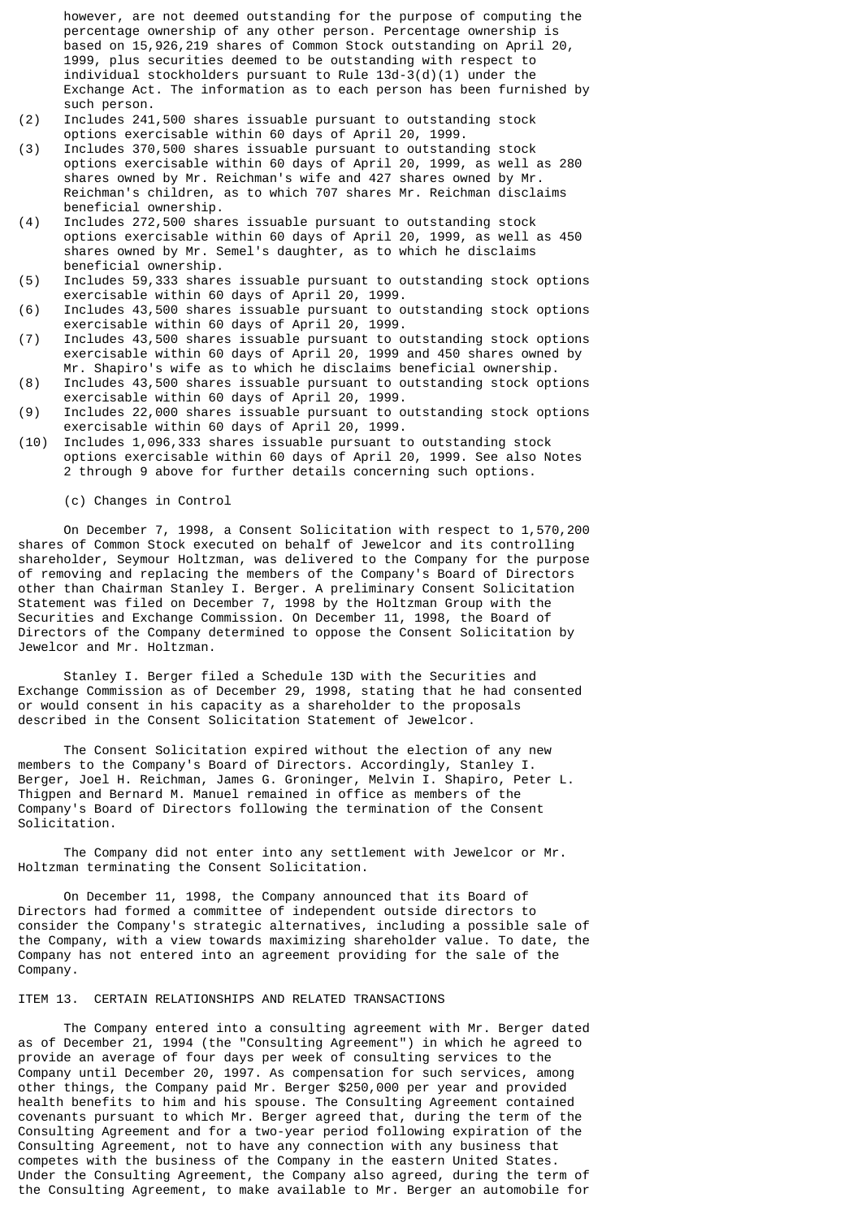however, are not deemed outstanding for the purpose of computing the percentage ownership of any other person. Percentage ownership is based on 15,926,219 shares of Common Stock outstanding on April 20, 1999, plus securities deemed to be outstanding with respect to individual stockholders pursuant to Rule 13d-3(d)(1) under the Exchange Act. The information as to each person has been furnished by such person.

(2) Includes 241,500 shares issuable pursuant to outstanding stock options exercisable within 60 days of April 20, 1999.

(3) Includes 370,500 shares issuable pursuant to outstanding stock options exercisable within 60 days of April 20, 1999, as well as 280 shares owned by Mr. Reichman's wife and 427 shares owned by Mr. Reichman's children, as to which 707 shares Mr. Reichman disclaims beneficial ownership.

(4) Includes 272,500 shares issuable pursuant to outstanding stock options exercisable within 60 days of April 20, 1999, as well as 450 shares owned by Mr. Semel's daughter, as to which he disclaims beneficial ownership.

(5) Includes 59,333 shares issuable pursuant to outstanding stock options exercisable within 60 days of April 20, 1999.

(6) Includes 43,500 shares issuable pursuant to outstanding stock options exercisable within 60 days of April 20, 1999.

(7) Includes 43,500 shares issuable pursuant to outstanding stock options exercisable within 60 days of April 20, 1999 and 450 shares owned by Mr. Shapiro's wife as to which he disclaims beneficial ownership.

(8) Includes 43,500 shares issuable pursuant to outstanding stock options exercisable within 60 days of April 20, 1999.

(9) Includes 22,000 shares issuable pursuant to outstanding stock options exercisable within 60 days of April 20, 1999.

(10) Includes 1,096,333 shares issuable pursuant to outstanding stock options exercisable within 60 days of April 20, 1999. See also Notes 2 through 9 above for further details concerning such options.

(c) Changes in Control

On December 7, 1998, a Consent Solicitation with respect to 1,570,200 shares of Common Stock executed on behalf of Jewelcor and its controlling shareholder, Seymour Holtzman, was delivered to the Company for the purpose of removing and replacing the members of the Company's Board of Directors other than Chairman Stanley I. Berger. A preliminary Consent Solicitation Statement was filed on December 7, 1998 by the Holtzman Group with the Securities and Exchange Commission. On December 11, 1998, the Board of Directors of the Company determined to oppose the Consent Solicitation by Jewelcor and Mr. Holtzman.

Stanley I. Berger filed a Schedule 13D with the Securities and Exchange Commission as of December 29, 1998, stating that he had consented or would consent in his capacity as a shareholder to the proposals described in the Consent Solicitation Statement of Jewelcor.

The Consent Solicitation expired without the election of any new members to the Company's Board of Directors. Accordingly, Stanley I. Berger, Joel H. Reichman, James G. Groninger, Melvin I. Shapiro, Peter L. Thigpen and Bernard M. Manuel remained in office as members of the Company's Board of Directors following the termination of the Consent Solicitation.

The Company did not enter into any settlement with Jewelcor or Mr. Holtzman terminating the Consent Solicitation.

On December 11, 1998, the Company announced that its Board of Directors had formed a committee of independent outside directors to consider the Company's strategic alternatives, including a possible sale of the Company, with a view towards maximizing shareholder value. To date, the Company has not entered into an agreement providing for the sale of the Company.

## ITEM 13. CERTAIN RELATIONSHIPS AND RELATED TRANSACTIONS

The Company entered into a consulting agreement with Mr. Berger dated as of December 21, 1994 (the "Consulting Agreement") in which he agreed to provide an average of four days per week of consulting services to the Company until December 20, 1997. As compensation for such services, among other things, the Company paid Mr. Berger $250,000 per year and provided health benefits to him and his spouse. The Consulting Agreement contained covenants pursuant to which Mr. Berger agreed that, during the term of the Consulting Agreement and for a two-year period following expiration of the Consulting Agreement, not to have any connection with any business that competes with the business of the Company in the eastern United States. Under the Consulting Agreement, the Company also agreed, during the term of the Consulting Agreement, to make available to Mr. Berger an automobile for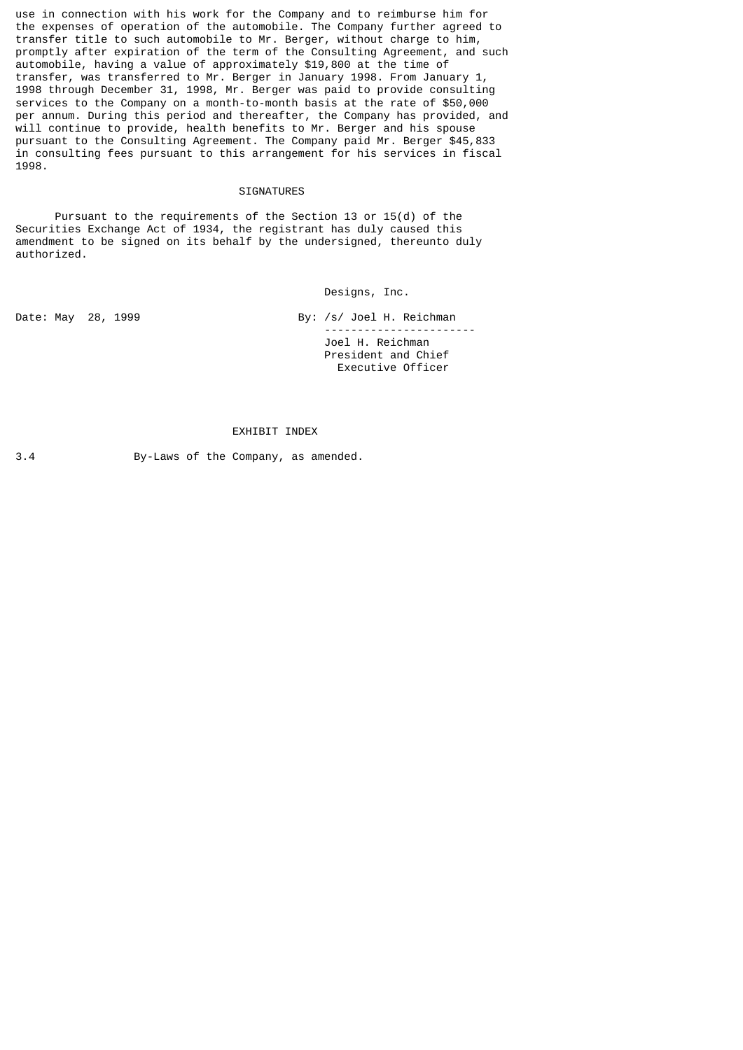use in connection with his work for the Company and to reimburse him for the expenses of operation of the automobile. The Company further agreed to transfer title to such automobile to Mr. Berger, without charge to him, promptly after expiration of the term of the Consulting Agreement, and such automobile, having a value of approximately $19,800 at the time of transfer, was transferred to Mr. Berger in January 1998. From January 1, 1998 through December 31, 1998, Mr. Berger was paid to provide consulting services to the Company on a month-to-month basis at the rate of $50,000 per annum. During this period and thereafter, the Company has provided, and will continue to provide, health benefits to Mr. Berger and his spouse pursuant to the Consulting Agreement. The Company paid Mr. Berger $45,833 in consulting fees pursuant to this arrangement for his services in fiscal 1998.

## SIGNATURES

Pursuant to the requirements of the Section 13 or 15(d) of the Securities Exchange Act of 1934, the registrant has duly caused this amendment to be signed on its behalf by the undersigned, thereunto duly authorized.

Designs, Inc.

Date: May 28, 1999

By: /s/ Joel H. Reichman

Joel H. Reichman
President and Chief Executive Officer

## EXHIBIT INDEX

3.4 By-Laws of the Company, as amended.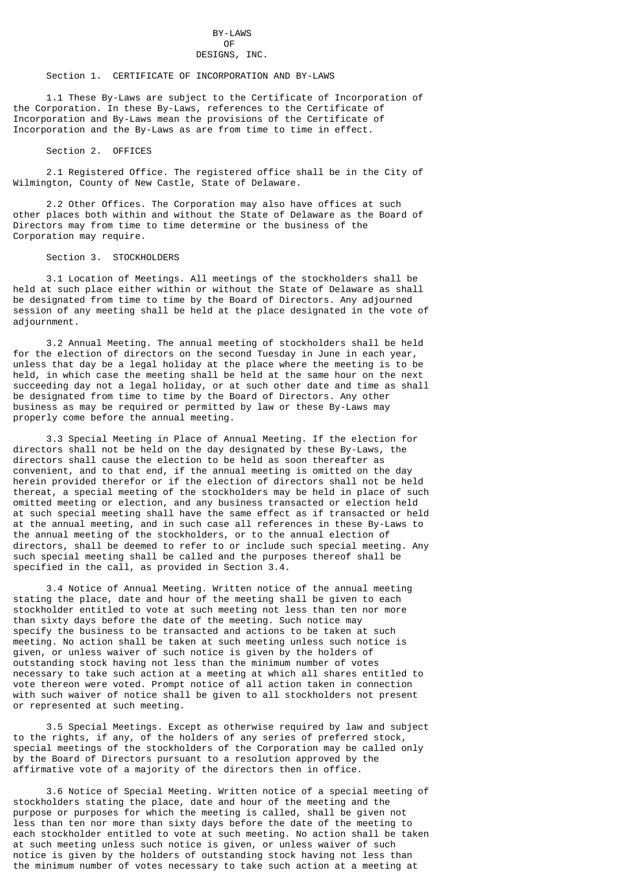# BY-LAWS
# OF
# DESIGNS, INC.

## Section 1. CERTIFICATE OF INCORPORATION AND BY-LAWS

1.1 These By-Laws are subject to the Certificate of Incorporation of the Corporation. In these By-Laws, references to the Certificate of Incorporation and By-Laws mean the provisions of the Certificate of Incorporation and the By-Laws as are from time to time in effect.

## Section 2. OFFICES

2.1 Registered Office. The registered office shall be in the City of Wilmington, County of New Castle, State of Delaware.

2.2 Other Offices. The Corporation may also have offices at such other places both within and without the State of Delaware as the Board of Directors may from time to time determine or the business of the Corporation may require.

## Section 3. STOCKHOLDERS

3.1 Location of Meetings. All meetings of the stockholders shall be held at such place either within or without the State of Delaware as shall be designated from time to time by the Board of Directors. Any adjourned session of any meeting shall be held at the place designated in the vote of adjournment.

3.2 Annual Meeting. The annual meeting of stockholders shall be held for the election of directors on the second Tuesday in June in each year, unless that day be a legal holiday at the place where the meeting is to be held, in which case the meeting shall be held at the same hour on the next succeeding day not a legal holiday, or at such other date and time as shall be designated from time to time by the Board of Directors. Any other business as may be required or permitted by law or these By-Laws may properly come before the annual meeting.

3.3 Special Meeting in Place of Annual Meeting. If the election for directors shall not be held on the day designated by these By-Laws, the directors shall cause the election to be held as soon thereafter as convenient, and to that end, if the annual meeting is omitted on the day herein provided therefor or if the election of directors shall not be held thereat, a special meeting of the stockholders may be held in place of such omitted meeting or election, and any business transacted or election held at such special meeting shall have the same effect as if transacted or held at the annual meeting, and in such case all references in these By-Laws to the annual meeting of the stockholders, or to the annual election of directors, shall be deemed to refer to or include such special meeting. Any such special meeting shall be called and the purposes thereof shall be specified in the call, as provided in Section 3.4.

3.4 Notice of Annual Meeting. Written notice of the annual meeting stating the place, date and hour of the meeting shall be given to each stockholder entitled to vote at such meeting not less than ten nor more than sixty days before the date of the meeting. Such notice may specify the business to be transacted and actions to be taken at such meeting. No action shall be taken at such meeting unless such notice is given, or unless waiver of such notice is given by the holders of outstanding stock having not less than the minimum number of votes necessary to take such action at a meeting at which all shares entitled to vote thereon were voted. Prompt notice of all action taken in connection with such waiver of notice shall be given to all stockholders not present or represented at such meeting.

3.5 Special Meetings. Except as otherwise required by law and subject to the rights, if any, of the holders of any series of preferred stock, special meetings of the stockholders of the Corporation may be called only by the Board of Directors pursuant to a resolution approved by the affirmative vote of a majority of the directors then in office.

3.6 Notice of Special Meeting. Written notice of a special meeting of stockholders stating the place, date and hour of the meeting and the purpose or purposes for which the meeting is called, shall be given not less than ten nor more than sixty days before the date of the meeting to each stockholder entitled to vote at such meeting. No action shall be taken at such meeting unless such notice is given, or unless waiver of such notice is given by the holders of outstanding stock having not less than the minimum number of votes necessary to take such action at a meeting at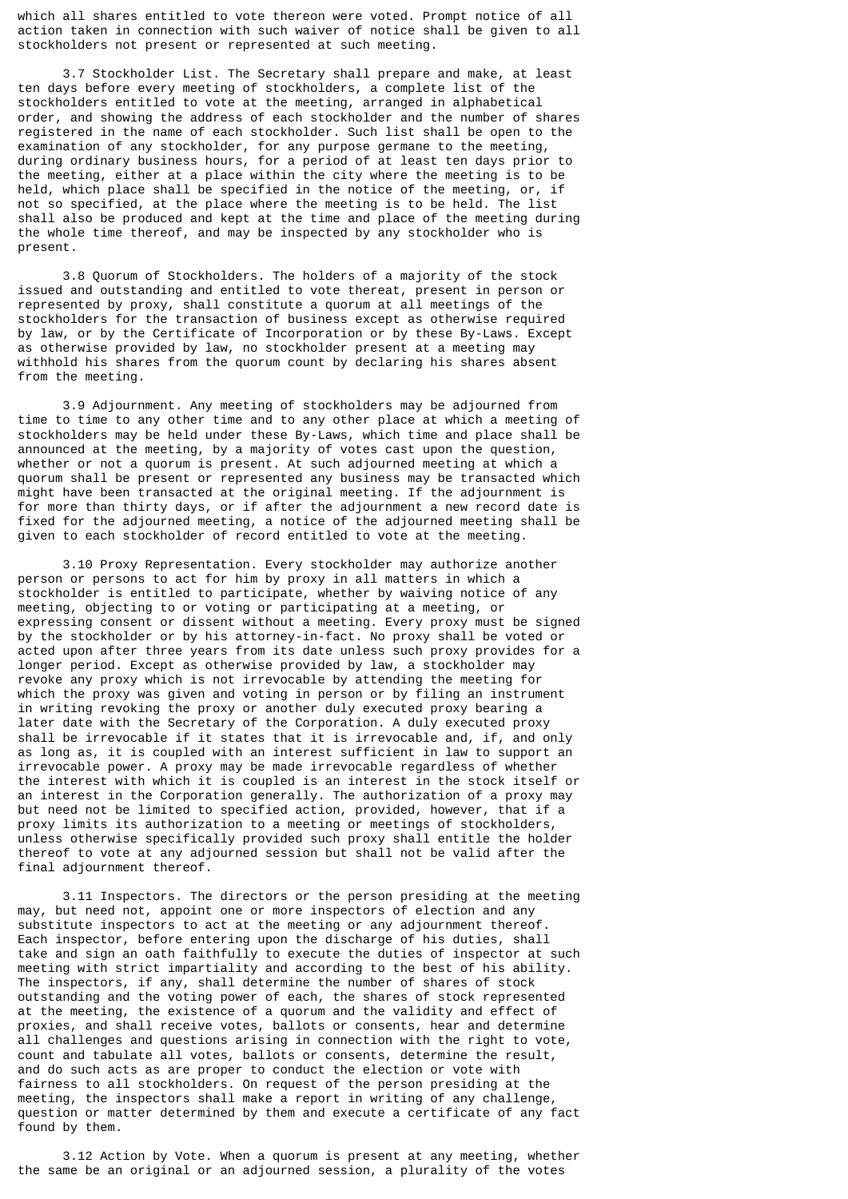which all shares entitled to vote thereon were voted. Prompt notice of all action taken in connection with such waiver of notice shall be given to all stockholders not present or represented at such meeting.

3.7 Stockholder List. The Secretary shall prepare and make, at least ten days before every meeting of stockholders, a complete list of the stockholders entitled to vote at the meeting, arranged in alphabetical order, and showing the address of each stockholder and the number of shares registered in the name of each stockholder. Such list shall be open to the examination of any stockholder, for any purpose germane to the meeting, during ordinary business hours, for a period of at least ten days prior to the meeting, either at a place within the city where the meeting is to be held, which place shall be specified in the notice of the meeting, or, if not so specified, at the place where the meeting is to be held. The list shall also be produced and kept at the time and place of the meeting during the whole time thereof, and may be inspected by any stockholder who is present.

3.8 Quorum of Stockholders. The holders of a majority of the stock issued and outstanding and entitled to vote thereat, present in person or represented by proxy, shall constitute a quorum at all meetings of the stockholders for the transaction of business except as otherwise required by law, or by the Certificate of Incorporation or by these By-Laws. Except as otherwise provided by law, no stockholder present at a meeting may withhold his shares from the quorum count by declaring his shares absent from the meeting.

3.9 Adjournment. Any meeting of stockholders may be adjourned from time to time to any other time and to any other place at which a meeting of stockholders may be held under these By-Laws, which time and place shall be announced at the meeting, by a majority of votes cast upon the question, whether or not a quorum is present. At such adjourned meeting at which a quorum shall be present or represented any business may be transacted which might have been transacted at the original meeting. If the adjournment is for more than thirty days, or if after the adjournment a new record date is fixed for the adjourned meeting, a notice of the adjourned meeting shall be given to each stockholder of record entitled to vote at the meeting.

3.10 Proxy Representation. Every stockholder may authorize another person or persons to act for him by proxy in all matters in which a stockholder is entitled to participate, whether by waiving notice of any meeting, objecting to or voting or participating at a meeting, or expressing consent or dissent without a meeting. Every proxy must be signed by the stockholder or by his attorney-in-fact. No proxy shall be voted or acted upon after three years from its date unless such proxy provides for a longer period. Except as otherwise provided by law, a stockholder may revoke any proxy which is not irrevocable by attending the meeting for which the proxy was given and voting in person or by filing an instrument in writing revoking the proxy or another duly executed proxy bearing a later date with the Secretary of the Corporation. A duly executed proxy shall be irrevocable if it states that it is irrevocable and, if, and only as long as, it is coupled with an interest sufficient in law to support an irrevocable power. A proxy may be made irrevocable regardless of whether the interest with which it is coupled is an interest in the stock itself or an interest in the Corporation generally. The authorization of a proxy may but need not be limited to specified action, provided, however, that if a proxy limits its authorization to a meeting or meetings of stockholders, unless otherwise specifically provided such proxy shall entitle the holder thereof to vote at any adjourned session but shall not be valid after the final adjournment thereof.

3.11 Inspectors. The directors or the person presiding at the meeting may, but need not, appoint one or more inspectors of election and any substitute inspectors to act at the meeting or any adjournment thereof. Each inspector, before entering upon the discharge of his duties, shall take and sign an oath faithfully to execute the duties of inspector at such meeting with strict impartiality and according to the best of his ability. The inspectors, if any, shall determine the number of shares of stock outstanding and the voting power of each, the shares of stock represented at the meeting, the existence of a quorum and the validity and effect of proxies, and shall receive votes, ballots or consents, hear and determine all challenges and questions arising in connection with the right to vote, count and tabulate all votes, ballots or consents, determine the result, and do such acts as are proper to conduct the election or vote with fairness to all stockholders. On request of the person presiding at the meeting, the inspectors shall make a report in writing of any challenge, question or matter determined by them and execute a certificate of any fact found by them.

3.12 Action by Vote. When a quorum is present at any meeting, whether the same be an original or an adjourned session, a plurality of the votes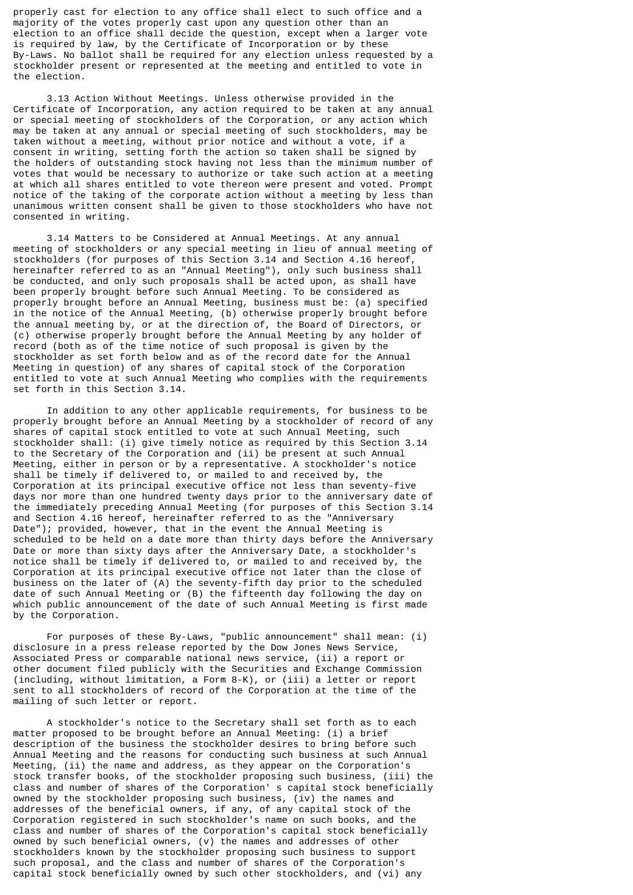properly cast for election to any office shall elect to such office and a majority of the votes properly cast upon any question other than an election to an office shall decide the question, except when a larger vote is required by law, by the Certificate of Incorporation or by these By-Laws. No ballot shall be required for any election unless requested by a stockholder present or represented at the meeting and entitled to vote in the election.

3.13 Action Without Meetings. Unless otherwise provided in the Certificate of Incorporation, any action required to be taken at any annual or special meeting of stockholders of the Corporation, or any action which may be taken at any annual or special meeting of such stockholders, may be taken without a meeting, without prior notice and without a vote, if a consent in writing, setting forth the action so taken shall be signed by the holders of outstanding stock having not less than the minimum number of votes that would be necessary to authorize or take such action at a meeting at which all shares entitled to vote thereon were present and voted. Prompt notice of the taking of the corporate action without a meeting by less than unanimous written consent shall be given to those stockholders who have not consented in writing.

3.14 Matters to be Considered at Annual Meetings. At any annual meeting of stockholders or any special meeting in lieu of annual meeting of stockholders (for purposes of this Section 3.14 and Section 4.16 hereof, hereinafter referred to as an "Annual Meeting"), only such business shall be conducted, and only such proposals shall be acted upon, as shall have been properly brought before such Annual Meeting. To be considered as properly brought before an Annual Meeting, business must be: (a) specified in the notice of the Annual Meeting, (b) otherwise properly brought before the annual meeting by, or at the direction of, the Board of Directors, or (c) otherwise properly brought before the Annual Meeting by any holder of record (both as of the time notice of such proposal is given by the stockholder as set forth below and as of the record date for the Annual Meeting in question) of any shares of capital stock of the Corporation entitled to vote at such Annual Meeting who complies with the requirements set forth in this Section 3.14.

In addition to any other applicable requirements, for business to be properly brought before an Annual Meeting by a stockholder of record of any shares of capital stock entitled to vote at such Annual Meeting, such stockholder shall: (i) give timely notice as required by this Section 3.14 to the Secretary of the Corporation and (ii) be present at such Annual Meeting, either in person or by a representative. A stockholder's notice shall be timely if delivered to, or mailed to and received by, the Corporation at its principal executive office not less than seventy-five days nor more than one hundred twenty days prior to the anniversary date of the immediately preceding Annual Meeting (for purposes of this Section 3.14 and Section 4.16 hereof, hereinafter referred to as the "Anniversary Date"); provided, however, that in the event the Annual Meeting is scheduled to be held on a date more than thirty days before the Anniversary Date or more than sixty days after the Anniversary Date, a stockholder's notice shall be timely if delivered to, or mailed to and received by, the Corporation at its principal executive office not later than the close of business on the later of (A) the seventy-fifth day prior to the scheduled date of such Annual Meeting or (B) the fifteenth day following the day on which public announcement of the date of such Annual Meeting is first made by the Corporation.

For purposes of these By-Laws, "public announcement" shall mean: (i) disclosure in a press release reported by the Dow Jones News Service, Associated Press or comparable national news service, (ii) a report or other document filed publicly with the Securities and Exchange Commission (including, without limitation, a Form 8-K), or (iii) a letter or report sent to all stockholders of record of the Corporation at the time of the mailing of such letter or report.

A stockholder's notice to the Secretary shall set forth as to each matter proposed to be brought before an Annual Meeting: (i) a brief description of the business the stockholder desires to bring before such Annual Meeting and the reasons for conducting such business at such Annual Meeting, (ii) the name and address, as they appear on the Corporation's stock transfer books, of the stockholder proposing such business, (iii) the class and number of shares of the Corporation' s capital stock beneficially owned by the stockholder proposing such business, (iv) the names and addresses of the beneficial owners, if any, of any capital stock of the Corporation registered in such stockholder's name on such books, and the class and number of shares of the Corporation's capital stock beneficially owned by such beneficial owners, (v) the names and addresses of other stockholders known by the stockholder proposing such business to support such proposal, and the class and number of shares of the Corporation's capital stock beneficially owned by such other stockholders, and (vi) any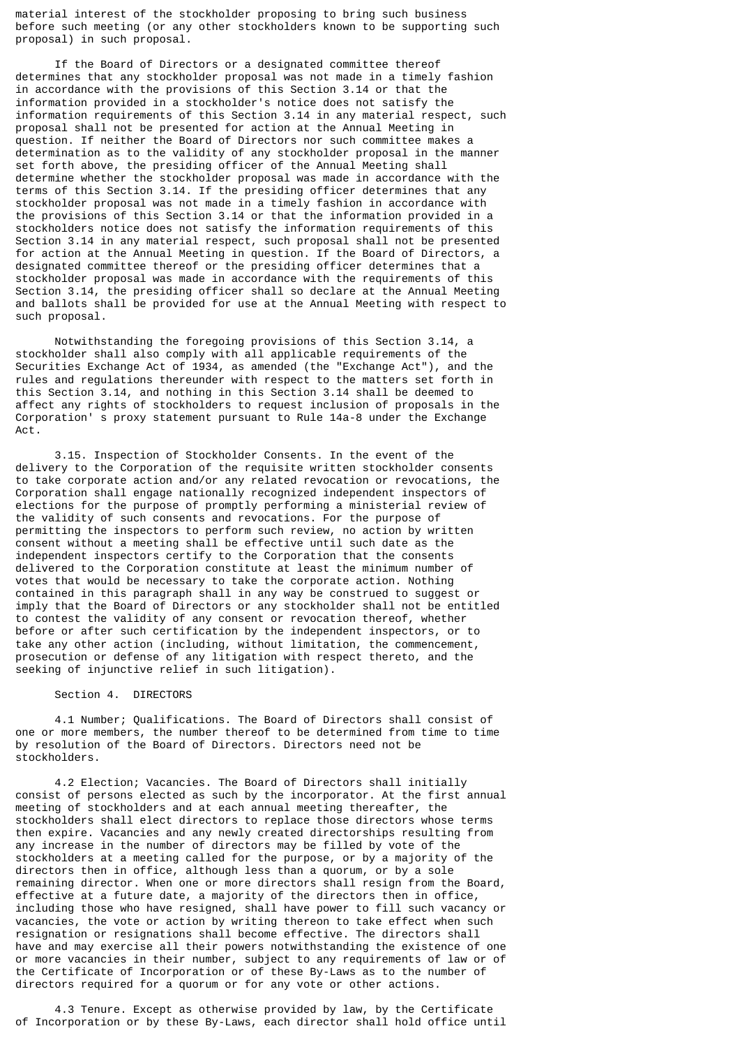material interest of the stockholder proposing to bring such business before such meeting (or any other stockholders known to be supporting such proposal) in such proposal.

If the Board of Directors or a designated committee thereof determines that any stockholder proposal was not made in a timely fashion in accordance with the provisions of this Section 3.14 or that the information provided in a stockholder's notice does not satisfy the information requirements of this Section 3.14 in any material respect, such proposal shall not be presented for action at the Annual Meeting in question. If neither the Board of Directors nor such committee makes a determination as to the validity of any stockholder proposal in the manner set forth above, the presiding officer of the Annual Meeting shall determine whether the stockholder proposal was made in accordance with the terms of this Section 3.14. If the presiding officer determines that any stockholder proposal was not made in a timely fashion in accordance with the provisions of this Section 3.14 or that the information provided in a stockholders notice does not satisfy the information requirements of this Section 3.14 in any material respect, such proposal shall not be presented for action at the Annual Meeting in question. If the Board of Directors, a designated committee thereof or the presiding officer determines that a stockholder proposal was made in accordance with the requirements of this Section 3.14, the presiding officer shall so declare at the Annual Meeting and ballots shall be provided for use at the Annual Meeting with respect to such proposal.

Notwithstanding the foregoing provisions of this Section 3.14, a stockholder shall also comply with all applicable requirements of the Securities Exchange Act of 1934, as amended (the "Exchange Act"), and the rules and regulations thereunder with respect to the matters set forth in this Section 3.14, and nothing in this Section 3.14 shall be deemed to affect any rights of stockholders to request inclusion of proposals in the Corporation' s proxy statement pursuant to Rule 14a-8 under the Exchange Act.

3.15. Inspection of Stockholder Consents. In the event of the delivery to the Corporation of the requisite written stockholder consents to take corporate action and/or any related revocation or revocations, the Corporation shall engage nationally recognized independent inspectors of elections for the purpose of promptly performing a ministerial review of the validity of such consents and revocations. For the purpose of permitting the inspectors to perform such review, no action by written consent without a meeting shall be effective until such date as the independent inspectors certify to the Corporation that the consents delivered to the Corporation constitute at least the minimum number of votes that would be necessary to take the corporate action. Nothing contained in this paragraph shall in any way be construed to suggest or imply that the Board of Directors or any stockholder shall not be entitled to contest the validity of any consent or revocation thereof, whether before or after such certification by the independent inspectors, or to take any other action (including, without limitation, the commencement, prosecution or defense of any litigation with respect thereto, and the seeking of injunctive relief in such litigation).

## Section 4. DIRECTORS

4.1 Number; Qualifications. The Board of Directors shall consist of one or more members, the number thereof to be determined from time to time by resolution of the Board of Directors. Directors need not be stockholders.

4.2 Election; Vacancies. The Board of Directors shall initially consist of persons elected as such by the incorporator. At the first annual meeting of stockholders and at each annual meeting thereafter, the stockholders shall elect directors to replace those directors whose terms then expire. Vacancies and any newly created directorships resulting from any increase in the number of directors may be filled by vote of the stockholders at a meeting called for the purpose, or by a majority of the directors then in office, although less than a quorum, or by a sole remaining director. When one or more directors shall resign from the Board, effective at a future date, a majority of the directors then in office, including those who have resigned, shall have power to fill such vacancy or vacancies, the vote or action by writing thereon to take effect when such resignation or resignations shall become effective. The directors shall have and may exercise all their powers notwithstanding the existence of one or more vacancies in their number, subject to any requirements of law or of the Certificate of Incorporation or of these By-Laws as to the number of directors required for a quorum or for any vote or other actions.

4.3 Tenure. Except as otherwise provided by law, by the Certificate of Incorporation or by these By-Laws, each director shall hold office until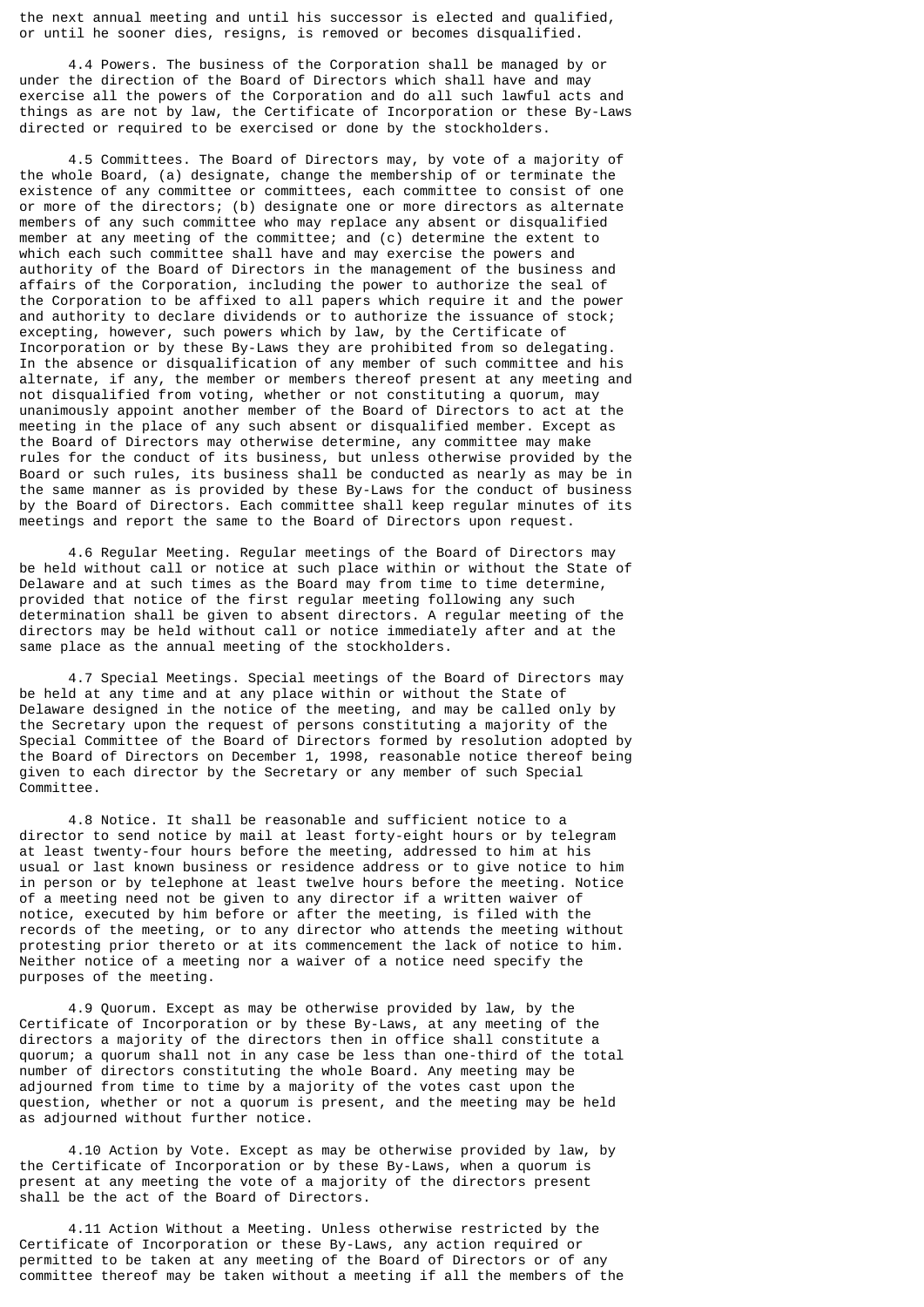the next annual meeting and until his successor is elected and qualified, or until he sooner dies, resigns, is removed or becomes disqualified.

4.4 Powers. The business of the Corporation shall be managed by or under the direction of the Board of Directors which shall have and may exercise all the powers of the Corporation and do all such lawful acts and things as are not by law, the Certificate of Incorporation or these By-Laws directed or required to be exercised or done by the stockholders.

4.5 Committees. The Board of Directors may, by vote of a majority of the whole Board, (a) designate, change the membership of or terminate the existence of any committee or committees, each committee to consist of one or more of the directors; (b) designate one or more directors as alternate members of any such committee who may replace any absent or disqualified member at any meeting of the committee; and (c) determine the extent to which each such committee shall have and may exercise the powers and authority of the Board of Directors in the management of the business and affairs of the Corporation, including the power to authorize the seal of the Corporation to be affixed to all papers which require it and the power and authority to declare dividends or to authorize the issuance of stock; excepting, however, such powers which by law, by the Certificate of Incorporation or by these By-Laws they are prohibited from so delegating. In the absence or disqualification of any member of such committee and his alternate, if any, the member or members thereof present at any meeting and not disqualified from voting, whether or not constituting a quorum, may unanimously appoint another member of the Board of Directors to act at the meeting in the place of any such absent or disqualified member. Except as the Board of Directors may otherwise determine, any committee may make rules for the conduct of its business, but unless otherwise provided by the Board or such rules, its business shall be conducted as nearly as may be in the same manner as is provided by these By-Laws for the conduct of business by the Board of Directors. Each committee shall keep regular minutes of its meetings and report the same to the Board of Directors upon request.

4.6 Regular Meeting. Regular meetings of the Board of Directors may be held without call or notice at such place within or without the State of Delaware and at such times as the Board may from time to time determine, provided that notice of the first regular meeting following any such determination shall be given to absent directors. A regular meeting of the directors may be held without call or notice immediately after and at the same place as the annual meeting of the stockholders.

4.7 Special Meetings. Special meetings of the Board of Directors may be held at any time and at any place within or without the State of Delaware designed in the notice of the meeting, and may be called only by the Secretary upon the request of persons constituting a majority of the Special Committee of the Board of Directors formed by resolution adopted by the Board of Directors on December 1, 1998, reasonable notice thereof being given to each director by the Secretary or any member of such Special Committee.

4.8 Notice. It shall be reasonable and sufficient notice to a director to send notice by mail at least forty-eight hours or by telegram at least twenty-four hours before the meeting, addressed to him at his usual or last known business or residence address or to give notice to him in person or by telephone at least twelve hours before the meeting. Notice of a meeting need not be given to any director if a written waiver of notice, executed by him before or after the meeting, is filed with the records of the meeting, or to any director who attends the meeting without protesting prior thereto or at its commencement the lack of notice to him. Neither notice of a meeting nor a waiver of a notice need specify the purposes of the meeting.

4.9 Quorum. Except as may be otherwise provided by law, by the Certificate of Incorporation or by these By-Laws, at any meeting of the directors a majority of the directors then in office shall constitute a quorum; a quorum shall not in any case be less than one-third of the total number of directors constituting the whole Board. Any meeting may be adjourned from time to time by a majority of the votes cast upon the question, whether or not a quorum is present, and the meeting may be held as adjourned without further notice.

4.10 Action by Vote. Except as may be otherwise provided by law, by the Certificate of Incorporation or by these By-Laws, when a quorum is present at any meeting the vote of a majority of the directors present shall be the act of the Board of Directors.

4.11 Action Without a Meeting. Unless otherwise restricted by the Certificate of Incorporation or these By-Laws, any action required or permitted to be taken at any meeting of the Board of Directors or of any committee thereof may be taken without a meeting if all the members of the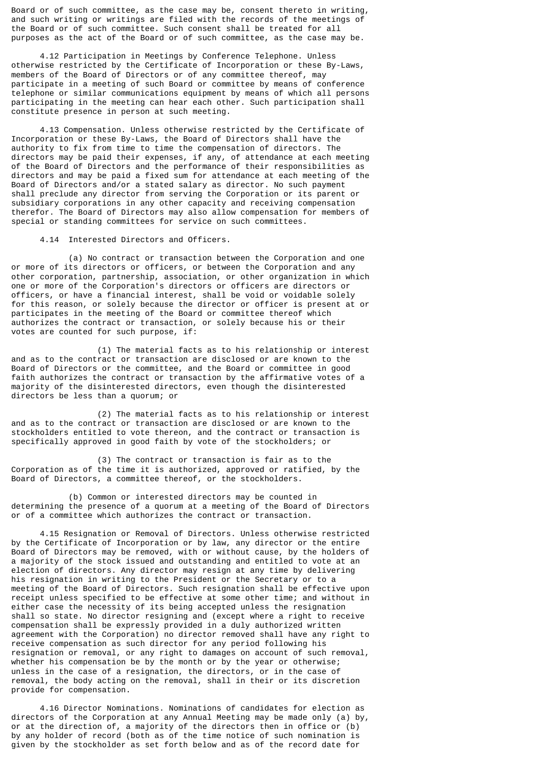Board or of such committee, as the case may be, consent thereto in writing, and such writing or writings are filed with the records of the meetings of the Board or of such committee. Such consent shall be treated for all purposes as the act of the Board or of such committee, as the case may be.

4.12 Participation in Meetings by Conference Telephone. Unless otherwise restricted by the Certificate of Incorporation or these By-Laws, members of the Board of Directors or of any committee thereof, may participate in a meeting of such Board or committee by means of conference telephone or similar communications equipment by means of which all persons participating in the meeting can hear each other. Such participation shall constitute presence in person at such meeting.

4.13 Compensation. Unless otherwise restricted by the Certificate of Incorporation or these By-Laws, the Board of Directors shall have the authority to fix from time to time the compensation of directors. The directors may be paid their expenses, if any, of attendance at each meeting of the Board of Directors and the performance of their responsibilities as directors and may be paid a fixed sum for attendance at each meeting of the Board of Directors and/or a stated salary as director. No such payment shall preclude any director from serving the Corporation or its parent or subsidiary corporations in any other capacity and receiving compensation therefor. The Board of Directors may also allow compensation for members of special or standing committees for service on such committees.

4.14 Interested Directors and Officers.

(a) No contract or transaction between the Corporation and one or more of its directors or officers, or between the Corporation and any other corporation, partnership, association, or other organization in which one or more of the Corporation's directors or officers are directors or officers, or have a financial interest, shall be void or voidable solely for this reason, or solely because the director or officer is present at or participates in the meeting of the Board or committee thereof which authorizes the contract or transaction, or solely because his or their votes are counted for such purpose, if:

(1) The material facts as to his relationship or interest and as to the contract or transaction are disclosed or are known to the Board of Directors or the committee, and the Board or committee in good faith authorizes the contract or transaction by the affirmative votes of a majority of the disinterested directors, even though the disinterested directors be less than a quorum; or

(2) The material facts as to his relationship or interest and as to the contract or transaction are disclosed or are known to the stockholders entitled to vote thereon, and the contract or transaction is specifically approved in good faith by vote of the stockholders; or

(3) The contract or transaction is fair as to the Corporation as of the time it is authorized, approved or ratified, by the Board of Directors, a committee thereof, or the stockholders.

(b) Common or interested directors may be counted in determining the presence of a quorum at a meeting of the Board of Directors or of a committee which authorizes the contract or transaction.

4.15 Resignation or Removal of Directors. Unless otherwise restricted by the Certificate of Incorporation or by law, any director or the entire Board of Directors may be removed, with or without cause, by the holders of a majority of the stock issued and outstanding and entitled to vote at an election of directors. Any director may resign at any time by delivering his resignation in writing to the President or the Secretary or to a meeting of the Board of Directors. Such resignation shall be effective upon receipt unless specified to be effective at some other time; and without in either case the necessity of its being accepted unless the resignation shall so state. No director resigning and (except where a right to receive compensation shall be expressly provided in a duly authorized written agreement with the Corporation) no director removed shall have any right to receive compensation as such director for any period following his resignation or removal, or any right to damages on account of such removal, whether his compensation be by the month or by the year or otherwise; unless in the case of a resignation, the directors, or in the case of removal, the body acting on the removal, shall in their or its discretion provide for compensation.

4.16 Director Nominations. Nominations of candidates for election as directors of the Corporation at any Annual Meeting may be made only (a) by, or at the direction of, a majority of the directors then in office or (b) by any holder of record (both as of the time notice of such nomination is given by the stockholder as set forth below and as of the record date for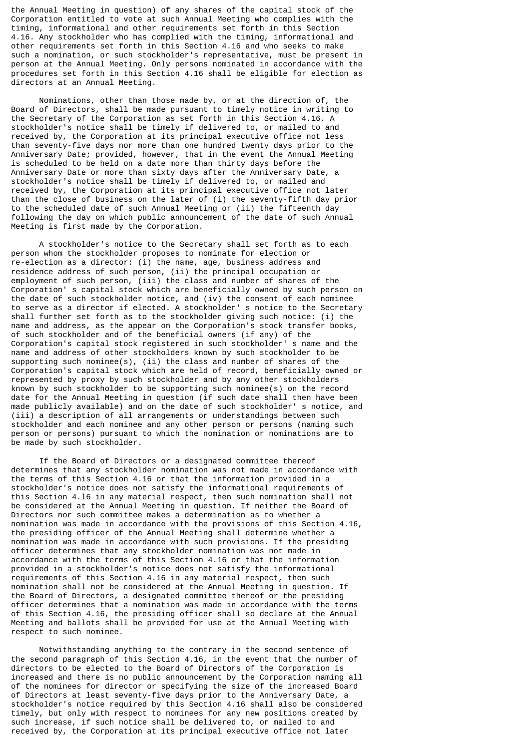the Annual Meeting in question) of any shares of the capital stock of the Corporation entitled to vote at such Annual Meeting who complies with the timing, informational and other requirements set forth in this Section 4.16. Any stockholder who has complied with the timing, informational and other requirements set forth in this Section 4.16 and who seeks to make such a nomination, or such stockholder's representative, must be present in person at the Annual Meeting. Only persons nominated in accordance with the procedures set forth in this Section 4.16 shall be eligible for election as directors at an Annual Meeting.

Nominations, other than those made by, or at the direction of, the Board of Directors, shall be made pursuant to timely notice in writing to the Secretary of the Corporation as set forth in this Section 4.16. A stockholder's notice shall be timely if delivered to, or mailed to and received by, the Corporation at its principal executive office not less than seventy-five days nor more than one hundred twenty days prior to the Anniversary Date; provided, however, that in the event the Annual Meeting is scheduled to be held on a date more than thirty days before the Anniversary Date or more than sixty days after the Anniversary Date, a stockholder's notice shall be timely if delivered to, or mailed and received by, the Corporation at its principal executive office not later than the close of business on the later of (i) the seventy-fifth day prior to the scheduled date of such Annual Meeting or (ii) the fifteenth day following the day on which public announcement of the date of such Annual Meeting is first made by the Corporation.

A stockholder's notice to the Secretary shall set forth as to each person whom the stockholder proposes to nominate for election or re-election as a director: (i) the name, age, business address and residence address of such person, (ii) the principal occupation or employment of such person, (iii) the class and number of shares of the Corporation' s capital stock which are beneficially owned by such person on the date of such stockholder notice, and (iv) the consent of each nominee to serve as a director if elected. A stockholder' s notice to the Secretary shall further set forth as to the stockholder giving such notice: (i) the name and address, as the appear on the Corporation's stock transfer books, of such stockholder and of the beneficial owners (if any) of the Corporation's capital stock registered in such stockholder' s name and the name and address of other stockholders known by such stockholder to be supporting such nominee(s), (ii) the class and number of shares of the Corporation's capital stock which are held of record, beneficially owned or represented by proxy by such stockholder and by any other stockholders known by such stockholder to be supporting such nominee(s) on the record date for the Annual Meeting in question (if such date shall then have been made publicly available) and on the date of such stockholder' s notice, and (iii) a description of all arrangements or understandings between such stockholder and each nominee and any other person or persons (naming such person or persons) pursuant to which the nomination or nominations are to be made by such stockholder.

If the Board of Directors or a designated committee thereof determines that any stockholder nomination was not made in accordance with the terms of this Section 4.16 or that the information provided in a stockholder's notice does not satisfy the informational requirements of this Section 4.l6 in any material respect, then such nomination shall not be considered at the Annual Meeting in question. If neither the Board of Directors nor such committee makes a determination as to whether a nomination was made in accordance with the provisions of this Section 4.16, the presiding officer of the Annual Meeting shall determine whether a nomination was made in accordance with such provisions. If the presiding officer determines that any stockholder nomination was not made in accordance with the terms of this Section 4.16 or that the information provided in a stockholder's notice does not satisfy the informational requirements of this Section 4.16 in any material respect, then such nomination shall not be considered at the Annual Meeting in question. If the Board of Directors, a designated committee thereof or the presiding officer determines that a nomination was made in accordance with the terms of this Section 4.16, the presiding officer shall so declare at the Annual Meeting and ballots shall be provided for use at the Annual Meeting with respect to such nominee.

Notwithstanding anything to the contrary in the second sentence of the second paragraph of this Section 4.16, in the event that the number of directors to be elected to the Board of Directors of the Corporation is increased and there is no public announcement by the Corporation naming all of the nominees for director or specifying the size of the increased Board of Directors at least seventy-five days prior to the Anniversary Date, a stockholder's notice required by this Section 4.16 shall also be considered timely, but only with respect to nominees for any new positions created by such increase, if such notice shall be delivered to, or mailed to and received by, the Corporation at its principal executive office not later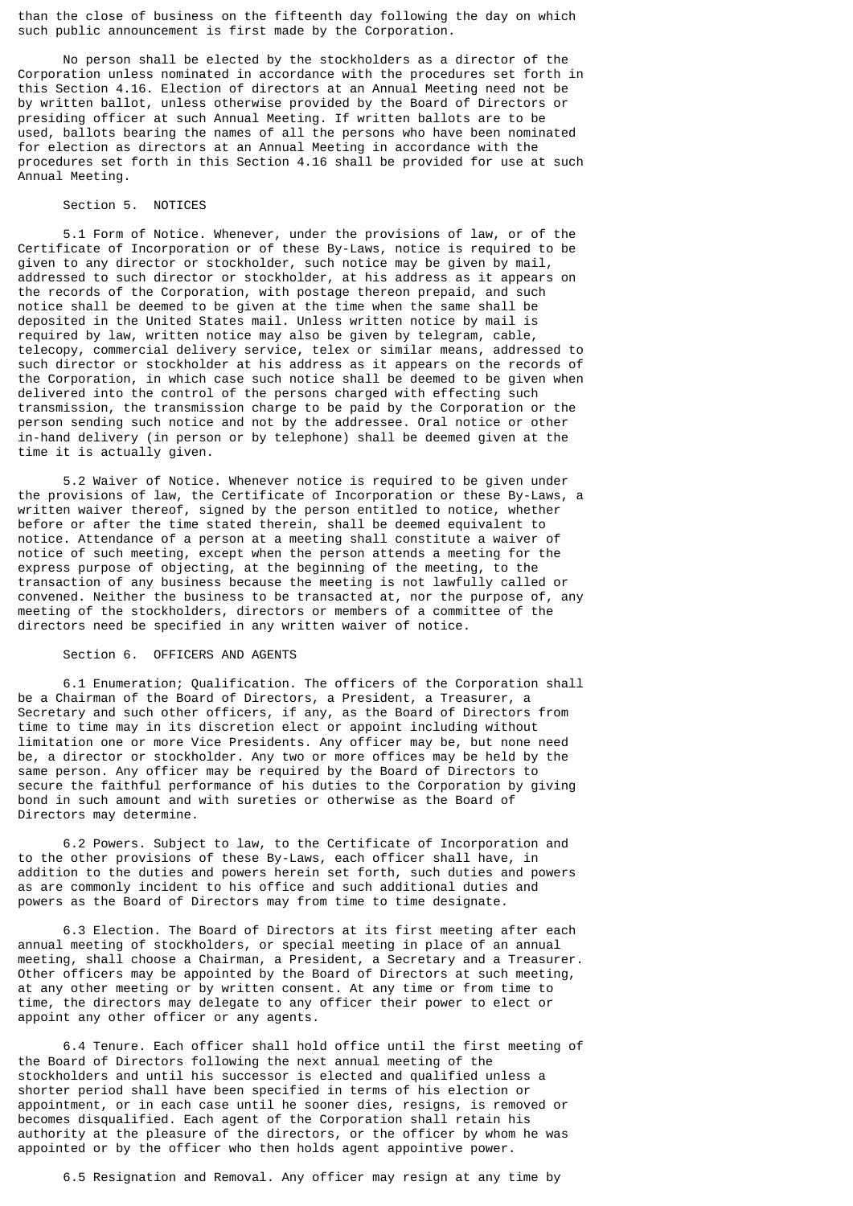than the close of business on the fifteenth day following the day on which such public announcement is first made by the Corporation.

No person shall be elected by the stockholders as a director of the Corporation unless nominated in accordance with the procedures set forth in this Section 4.16. Election of directors at an Annual Meeting need not be by written ballot, unless otherwise provided by the Board of Directors or presiding officer at such Annual Meeting. If written ballots are to be used, ballots bearing the names of all the persons who have been nominated for election as directors at an Annual Meeting in accordance with the procedures set forth in this Section 4.16 shall be provided for use at such Annual Meeting.

## Section 5. NOTICES

5.1 Form of Notice. Whenever, under the provisions of law, or of the Certificate of Incorporation or of these By-Laws, notice is required to be given to any director or stockholder, such notice may be given by mail, addressed to such director or stockholder, at his address as it appears on the records of the Corporation, with postage thereon prepaid, and such notice shall be deemed to be given at the time when the same shall be deposited in the United States mail. Unless written notice by mail is required by law, written notice may also be given by telegram, cable, telecopy, commercial delivery service, telex or similar means, addressed to such director or stockholder at his address as it appears on the records of the Corporation, in which case such notice shall be deemed to be given when delivered into the control of the persons charged with effecting such transmission, the transmission charge to be paid by the Corporation or the person sending such notice and not by the addressee. Oral notice or other in-hand delivery (in person or by telephone) shall be deemed given at the time it is actually given.

5.2 Waiver of Notice. Whenever notice is required to be given under the provisions of law, the Certificate of Incorporation or these By-Laws, a written waiver thereof, signed by the person entitled to notice, whether before or after the time stated therein, shall be deemed equivalent to notice. Attendance of a person at a meeting shall constitute a waiver of notice of such meeting, except when the person attends a meeting for the express purpose of objecting, at the beginning of the meeting, to the transaction of any business because the meeting is not lawfully called or convened. Neither the business to be transacted at, nor the purpose of, any meeting of the stockholders, directors or members of a committee of the directors need be specified in any written waiver of notice.

## Section 6. OFFICERS AND AGENTS

6.1 Enumeration; Qualification. The officers of the Corporation shall be a Chairman of the Board of Directors, a President, a Treasurer, a Secretary and such other officers, if any, as the Board of Directors from time to time may in its discretion elect or appoint including without limitation one or more Vice Presidents. Any officer may be, but none need be, a director or stockholder. Any two or more offices may be held by the same person. Any officer may be required by the Board of Directors to secure the faithful performance of his duties to the Corporation by giving bond in such amount and with sureties or otherwise as the Board of Directors may determine.

6.2 Powers. Subject to law, to the Certificate of Incorporation and to the other provisions of these By-Laws, each officer shall have, in addition to the duties and powers herein set forth, such duties and powers as are commonly incident to his office and such additional duties and powers as the Board of Directors may from time to time designate.

6.3 Election. The Board of Directors at its first meeting after each annual meeting of stockholders, or special meeting in place of an annual meeting, shall choose a Chairman, a President, a Secretary and a Treasurer. Other officers may be appointed by the Board of Directors at such meeting, at any other meeting or by written consent. At any time or from time to time, the directors may delegate to any officer their power to elect or appoint any other officer or any agents.

6.4 Tenure. Each officer shall hold office until the first meeting of the Board of Directors following the next annual meeting of the stockholders and until his successor is elected and qualified unless a shorter period shall have been specified in terms of his election or appointment, or in each case until he sooner dies, resigns, is removed or becomes disqualified. Each agent of the Corporation shall retain his authority at the pleasure of the directors, or the officer by whom he was appointed or by the officer who then holds agent appointive power.

6.5 Resignation and Removal. Any officer may resign at any time by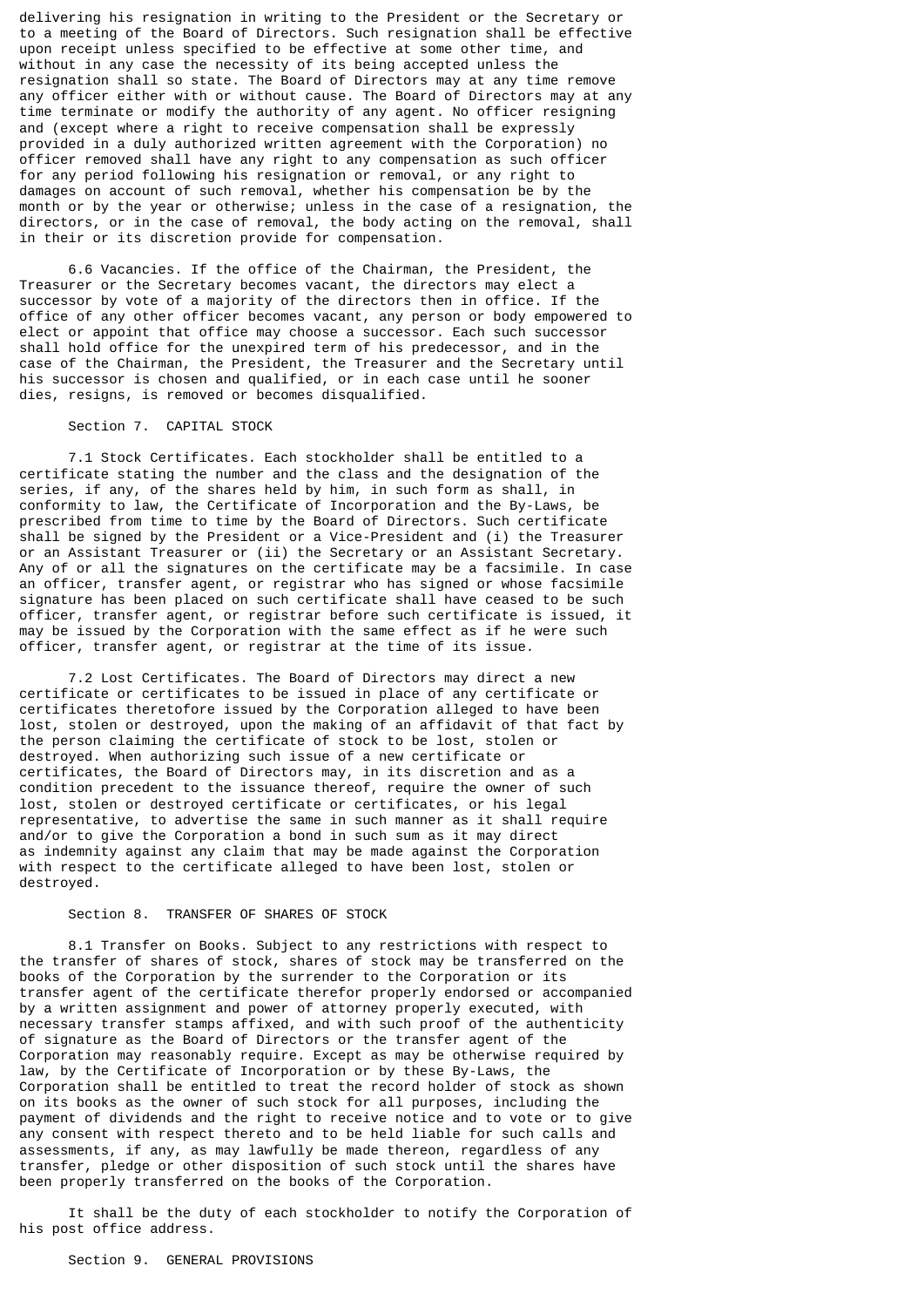delivering his resignation in writing to the President or the Secretary or to a meeting of the Board of Directors. Such resignation shall be effective upon receipt unless specified to be effective at some other time, and without in any case the necessity of its being accepted unless the resignation shall so state. The Board of Directors may at any time remove any officer either with or without cause. The Board of Directors may at any time terminate or modify the authority of any agent. No officer resigning and (except where a right to receive compensation shall be expressly provided in a duly authorized written agreement with the Corporation) no officer removed shall have any right to any compensation as such officer for any period following his resignation or removal, or any right to damages on account of such removal, whether his compensation be by the month or by the year or otherwise; unless in the case of a resignation, the directors, or in the case of removal, the body acting on the removal, shall in their or its discretion provide for compensation.

6.6 Vacancies. If the office of the Chairman, the President, the Treasurer or the Secretary becomes vacant, the directors may elect a successor by vote of a majority of the directors then in office. If the office of any other officer becomes vacant, any person or body empowered to elect or appoint that office may choose a successor. Each such successor shall hold office for the unexpired term of his predecessor, and in the case of the Chairman, the President, the Treasurer and the Secretary until his successor is chosen and qualified, or in each case until he sooner dies, resigns, is removed or becomes disqualified.

## Section 7. CAPITAL STOCK

7.1 Stock Certificates. Each stockholder shall be entitled to a certificate stating the number and the class and the designation of the series, if any, of the shares held by him, in such form as shall, in conformity to law, the Certificate of Incorporation and the By-Laws, be prescribed from time to time by the Board of Directors. Such certificate shall be signed by the President or a Vice-President and (i) the Treasurer or an Assistant Treasurer or (ii) the Secretary or an Assistant Secretary. Any of or all the signatures on the certificate may be a facsimile. In case an officer, transfer agent, or registrar who has signed or whose facsimile signature has been placed on such certificate shall have ceased to be such officer, transfer agent, or registrar before such certificate is issued, it may be issued by the Corporation with the same effect as if he were such officer, transfer agent, or registrar at the time of its issue.

7.2 Lost Certificates. The Board of Directors may direct a new certificate or certificates to be issued in place of any certificate or certificates theretofore issued by the Corporation alleged to have been lost, stolen or destroyed, upon the making of an affidavit of that fact by the person claiming the certificate of stock to be lost, stolen or destroyed. When authorizing such issue of a new certificate or certificates, the Board of Directors may, in its discretion and as a condition precedent to the issuance thereof, require the owner of such lost, stolen or destroyed certificate or certificates, or his legal representative, to advertise the same in such manner as it shall require and/or to give the Corporation a bond in such sum as it may direct as indemnity against any claim that may be made against the Corporation with respect to the certificate alleged to have been lost, stolen or destroyed.

## Section 8. TRANSFER OF SHARES OF STOCK

8.1 Transfer on Books. Subject to any restrictions with respect to the transfer of shares of stock, shares of stock may be transferred on the books of the Corporation by the surrender to the Corporation or its transfer agent of the certificate therefor properly endorsed or accompanied by a written assignment and power of attorney properly executed, with necessary transfer stamps affixed, and with such proof of the authenticity of signature as the Board of Directors or the transfer agent of the Corporation may reasonably require. Except as may be otherwise required by law, by the Certificate of Incorporation or by these By-Laws, the Corporation shall be entitled to treat the record holder of stock as shown on its books as the owner of such stock for all purposes, including the payment of dividends and the right to receive notice and to vote or to give any consent with respect thereto and to be held liable for such calls and assessments, if any, as may lawfully be made thereon, regardless of any transfer, pledge or other disposition of such stock until the shares have been properly transferred on the books of the Corporation.

It shall be the duty of each stockholder to notify the Corporation of his post office address.

## Section 9. GENERAL PROVISIONS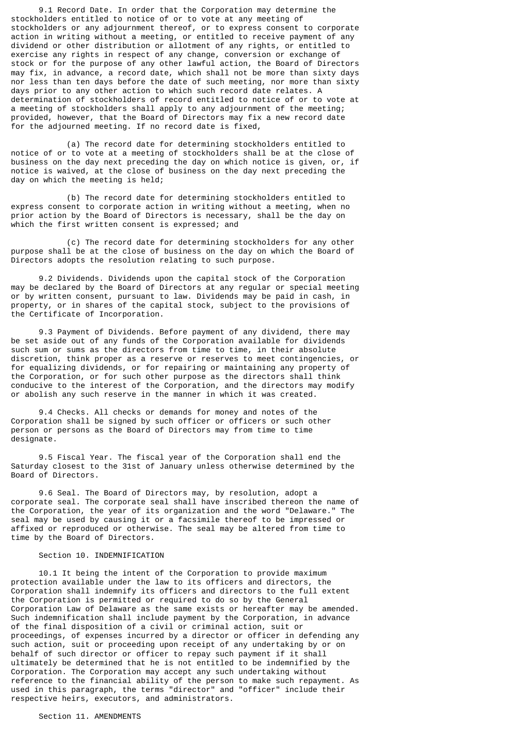9.1 Record Date. In order that the Corporation may determine the stockholders entitled to notice of or to vote at any meeting of stockholders or any adjournment thereof, or to express consent to corporate action in writing without a meeting, or entitled to receive payment of any dividend or other distribution or allotment of any rights, or entitled to exercise any rights in respect of any change, conversion or exchange of stock or for the purpose of any other lawful action, the Board of Directors may fix, in advance, a record date, which shall not be more than sixty days nor less than ten days before the date of such meeting, nor more than sixty days prior to any other action to which such record date relates. A determination of stockholders of record entitled to notice of or to vote at a meeting of stockholders shall apply to any adjournment of the meeting; provided, however, that the Board of Directors may fix a new record date for the adjourned meeting. If no record date is fixed,

(a) The record date for determining stockholders entitled to notice of or to vote at a meeting of stockholders shall be at the close of business on the day next preceding the day on which notice is given, or, if notice is waived, at the close of business on the day next preceding the day on which the meeting is held;

(b) The record date for determining stockholders entitled to express consent to corporate action in writing without a meeting, when no prior action by the Board of Directors is necessary, shall be the day on which the first written consent is expressed; and

(c) The record date for determining stockholders for any other purpose shall be at the close of business on the day on which the Board of Directors adopts the resolution relating to such purpose.

9.2 Dividends. Dividends upon the capital stock of the Corporation may be declared by the Board of Directors at any regular or special meeting or by written consent, pursuant to law. Dividends may be paid in cash, in property, or in shares of the capital stock, subject to the provisions of the Certificate of Incorporation.

9.3 Payment of Dividends. Before payment of any dividend, there may be set aside out of any funds of the Corporation available for dividends such sum or sums as the directors from time to time, in their absolute discretion, think proper as a reserve or reserves to meet contingencies, or for equalizing dividends, or for repairing or maintaining any property of the Corporation, or for such other purpose as the directors shall think conducive to the interest of the Corporation, and the directors may modify or abolish any such reserve in the manner in which it was created.

9.4 Checks. All checks or demands for money and notes of the Corporation shall be signed by such officer or officers or such other person or persons as the Board of Directors may from time to time designate.

9.5 Fiscal Year. The fiscal year of the Corporation shall end the Saturday closest to the 31st of January unless otherwise determined by the Board of Directors.

9.6 Seal. The Board of Directors may, by resolution, adopt a corporate seal. The corporate seal shall have inscribed thereon the name of the Corporation, the year of its organization and the word "Delaware." The seal may be used by causing it or a facsimile thereof to be impressed or affixed or reproduced or otherwise. The seal may be altered from time to time by the Board of Directors.

## Section 10. INDEMNIFICATION

10.1 It being the intent of the Corporation to provide maximum protection available under the law to its officers and directors, the Corporation shall indemnify its officers and directors to the full extent the Corporation is permitted or required to do so by the General Corporation Law of Delaware as the same exists or hereafter may be amended. Such indemnification shall include payment by the Corporation, in advance of the final disposition of a civil or criminal action, suit or proceedings, of expenses incurred by a director or officer in defending any such action, suit or proceeding upon receipt of any undertaking by or on behalf of such director or officer to repay such payment if it shall ultimately be determined that he is not entitled to be indemnified by the Corporation. The Corporation may accept any such undertaking without reference to the financial ability of the person to make such repayment. As used in this paragraph, the terms "director" and "officer" include their respective heirs, executors, and administrators.

## Section 11. AMENDMENTS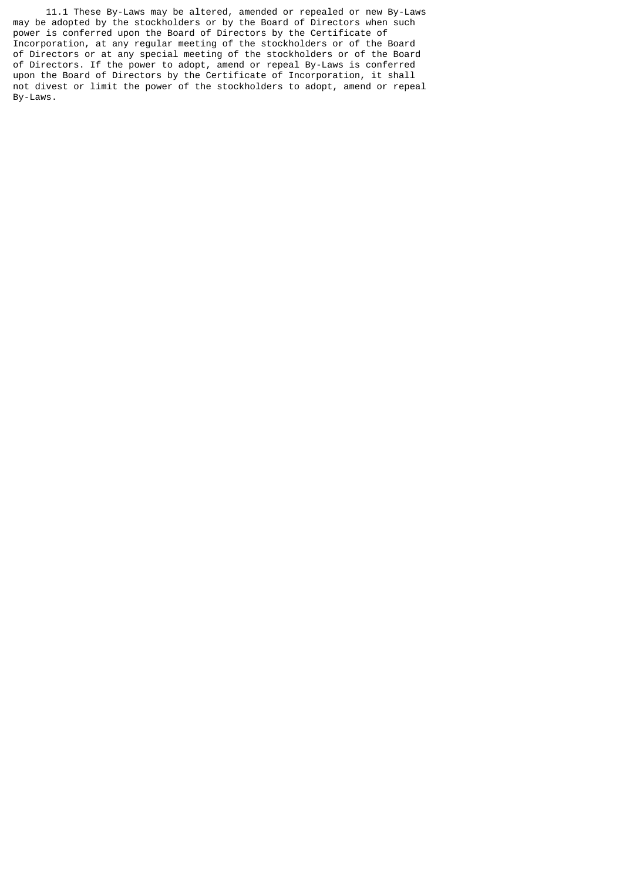11.1 These By-Laws may be altered, amended or repealed or new By-Laws may be adopted by the stockholders or by the Board of Directors when such power is conferred upon the Board of Directors by the Certificate of Incorporation, at any regular meeting of the stockholders or of the Board of Directors or at any special meeting of the stockholders or of the Board of Directors. If the power to adopt, amend or repeal By-Laws is conferred upon the Board of Directors by the Certificate of Incorporation, it shall not divest or limit the power of the stockholders to adopt, amend or repeal By-Laws.